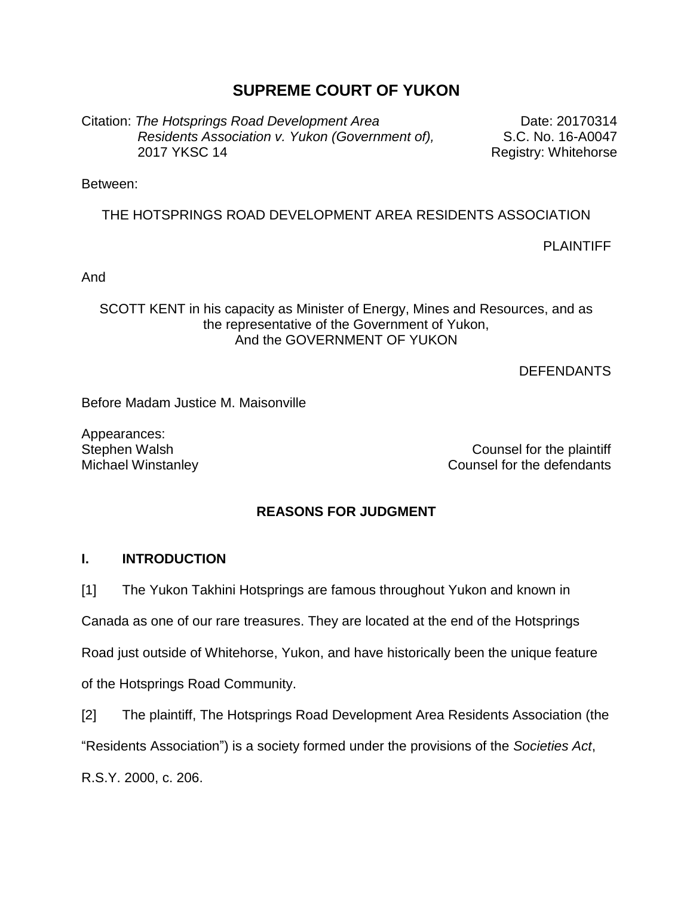# SUPREME COURT OF YUKON

Citation: *The Hotsprings Road Development Area Residents Association v. Yukon (Government of),* 2017 YKSC 14

Date: 20170314
S.C. No. 16-A0047
Registry: Whitehorse

Between:

THE HOTSPRINGS ROAD DEVELOPMENT AREA RESIDENTS ASSOCIATION

PLAINTIFF

And

SCOTT KENT in his capacity as Minister of Energy, Mines and Resources, and as the representative of the Government of Yukon,
And the GOVERNMENT OF YUKON

DEFENDANTS

Before Madam Justice M. Maisonville

Appearances:

| | |
|---|---|
| Stephen Walsh | Counsel for the plaintiff |
| Michael Winstanley | Counsel for the defendants |

## REASONS FOR JUDGMENT

### I. INTRODUCTION

[1] The Yukon Takhini Hotsprings are famous throughout Yukon and known in Canada as one of our rare treasures. They are located at the end of the Hotsprings Road just outside of Whitehorse, Yukon, and have historically been the unique feature of the Hotsprings Road Community.

[2] The plaintiff, The Hotsprings Road Development Area Residents Association (the "Residents Association") is a society formed under the provisions of the *Societies Act*, R.S.Y. 2000, c. 206.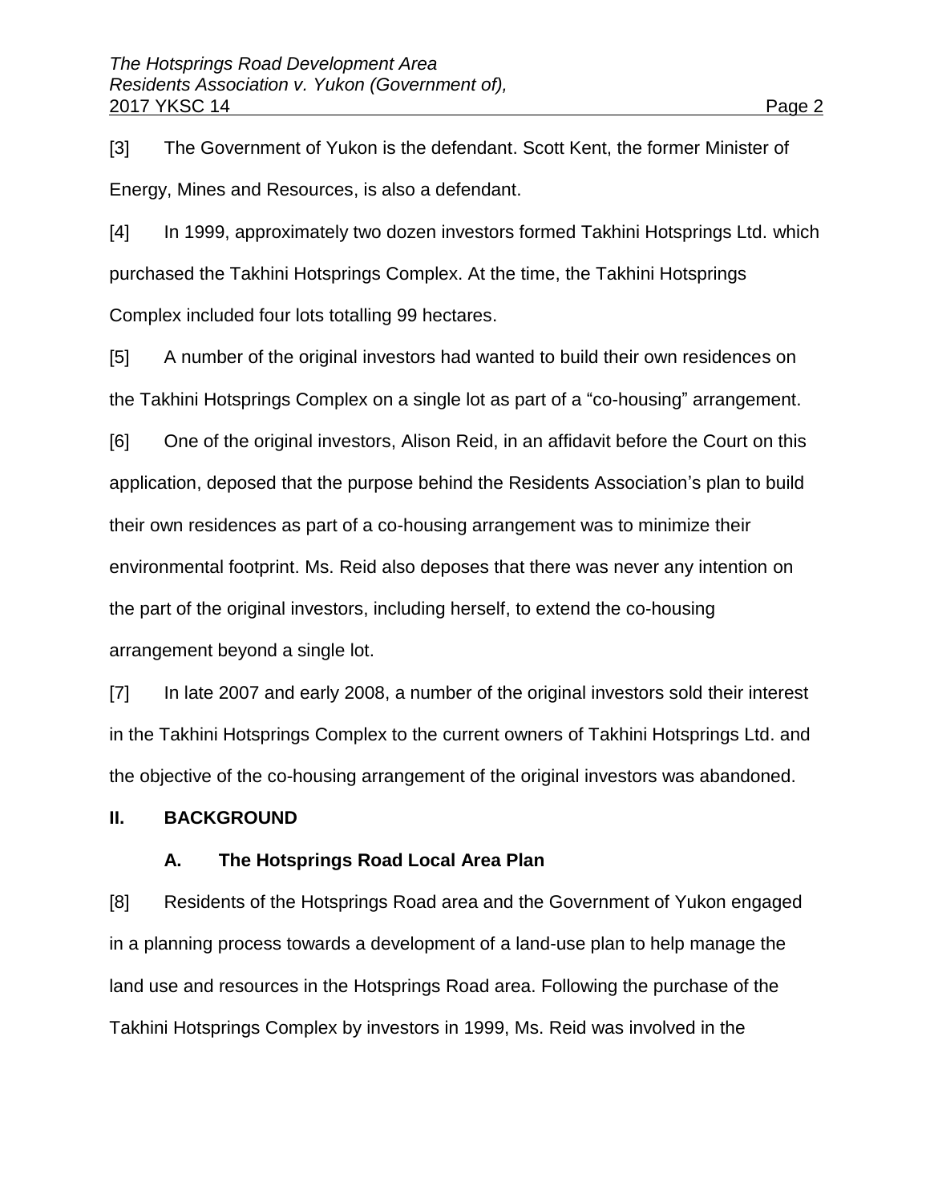[3] The Government of Yukon is the defendant. Scott Kent, the former Minister of Energy, Mines and Resources, is also a defendant.

[4] In 1999, approximately two dozen investors formed Takhini Hotsprings Ltd. which purchased the Takhini Hotsprings Complex. At the time, the Takhini Hotsprings Complex included four lots totalling 99 hectares.

[5] A number of the original investors had wanted to build their own residences on the Takhini Hotsprings Complex on a single lot as part of a "co-housing" arrangement.

[6] One of the original investors, Alison Reid, in an affidavit before the Court on this application, deposed that the purpose behind the Residents Association's plan to build their own residences as part of a co-housing arrangement was to minimize their environmental footprint. Ms. Reid also deposes that there was never any intention on the part of the original investors, including herself, to extend the co-housing arrangement beyond a single lot.

[7] In late 2007 and early 2008, a number of the original investors sold their interest in the Takhini Hotsprings Complex to the current owners of Takhini Hotsprings Ltd. and the objective of the co-housing arrangement of the original investors was abandoned.

## II. BACKGROUND

### A. The Hotsprings Road Local Area Plan

[8] Residents of the Hotsprings Road area and the Government of Yukon engaged in a planning process towards a development of a land-use plan to help manage the land use and resources in the Hotsprings Road area. Following the purchase of the Takhini Hotsprings Complex by investors in 1999, Ms. Reid was involved in the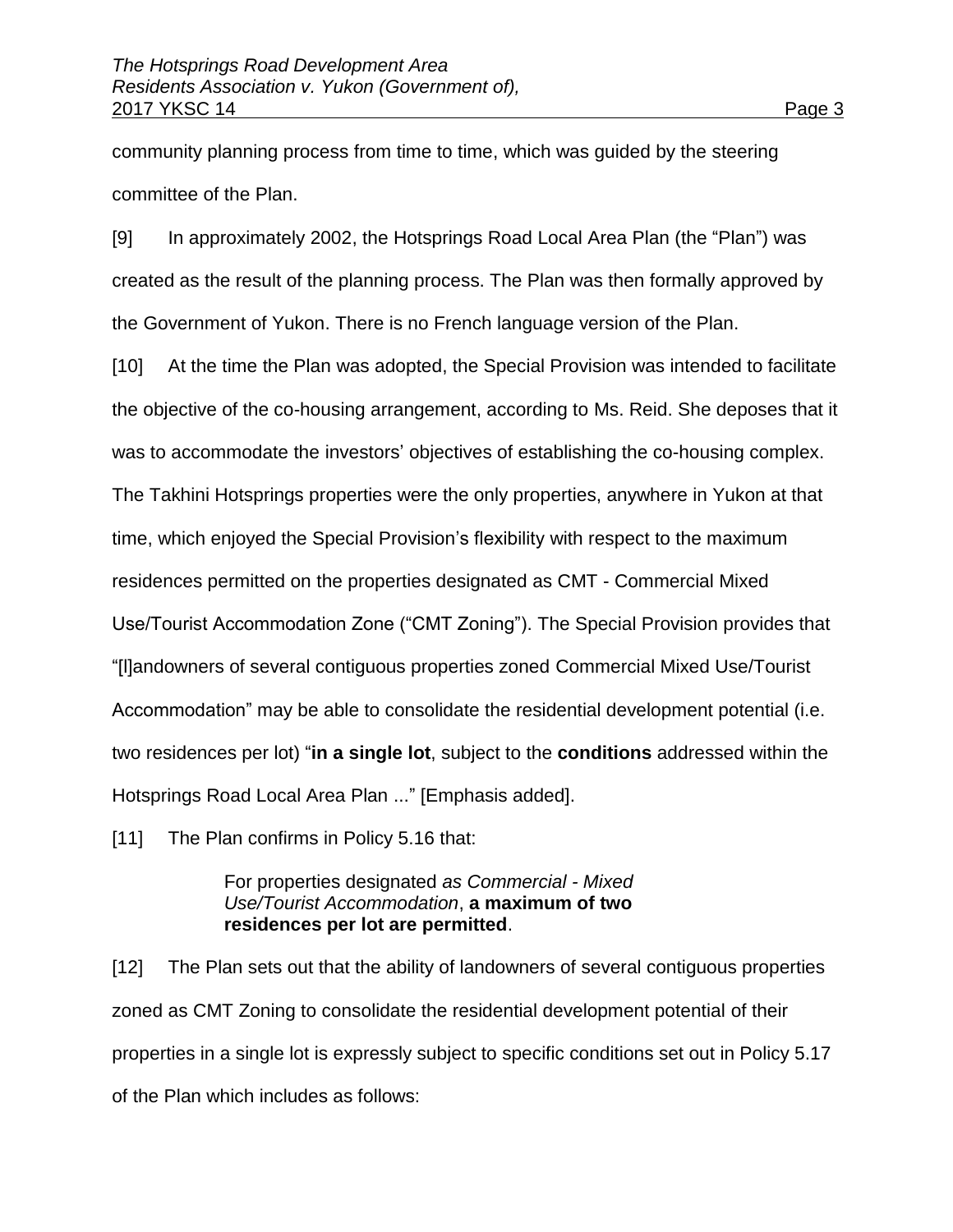community planning process from time to time, which was guided by the steering committee of the Plan.

[9] In approximately 2002, the Hotsprings Road Local Area Plan (the "Plan") was created as the result of the planning process. The Plan was then formally approved by the Government of Yukon. There is no French language version of the Plan.

[10] At the time the Plan was adopted, the Special Provision was intended to facilitate the objective of the co-housing arrangement, according to Ms. Reid. She deposes that it was to accommodate the investors' objectives of establishing the co-housing complex. The Takhini Hotsprings properties were the only properties, anywhere in Yukon at that time, which enjoyed the Special Provision's flexibility with respect to the maximum residences permitted on the properties designated as CMT - Commercial Mixed Use/Tourist Accommodation Zone ("CMT Zoning"). The Special Provision provides that "[l]andowners of several contiguous properties zoned Commercial Mixed Use/Tourist Accommodation" may be able to consolidate the residential development potential (i.e. two residences per lot) "**in a single lot**, subject to the **conditions** addressed within the Hotsprings Road Local Area Plan ..." [Emphasis added].

[11] The Plan confirms in Policy 5.16 that:

> For properties designated *as Commercial - Mixed Use/Tourist Accommodation*, **a maximum of two residences per lot are permitted**.

[12] The Plan sets out that the ability of landowners of several contiguous properties zoned as CMT Zoning to consolidate the residential development potential of their properties in a single lot is expressly subject to specific conditions set out in Policy 5.17 of the Plan which includes as follows: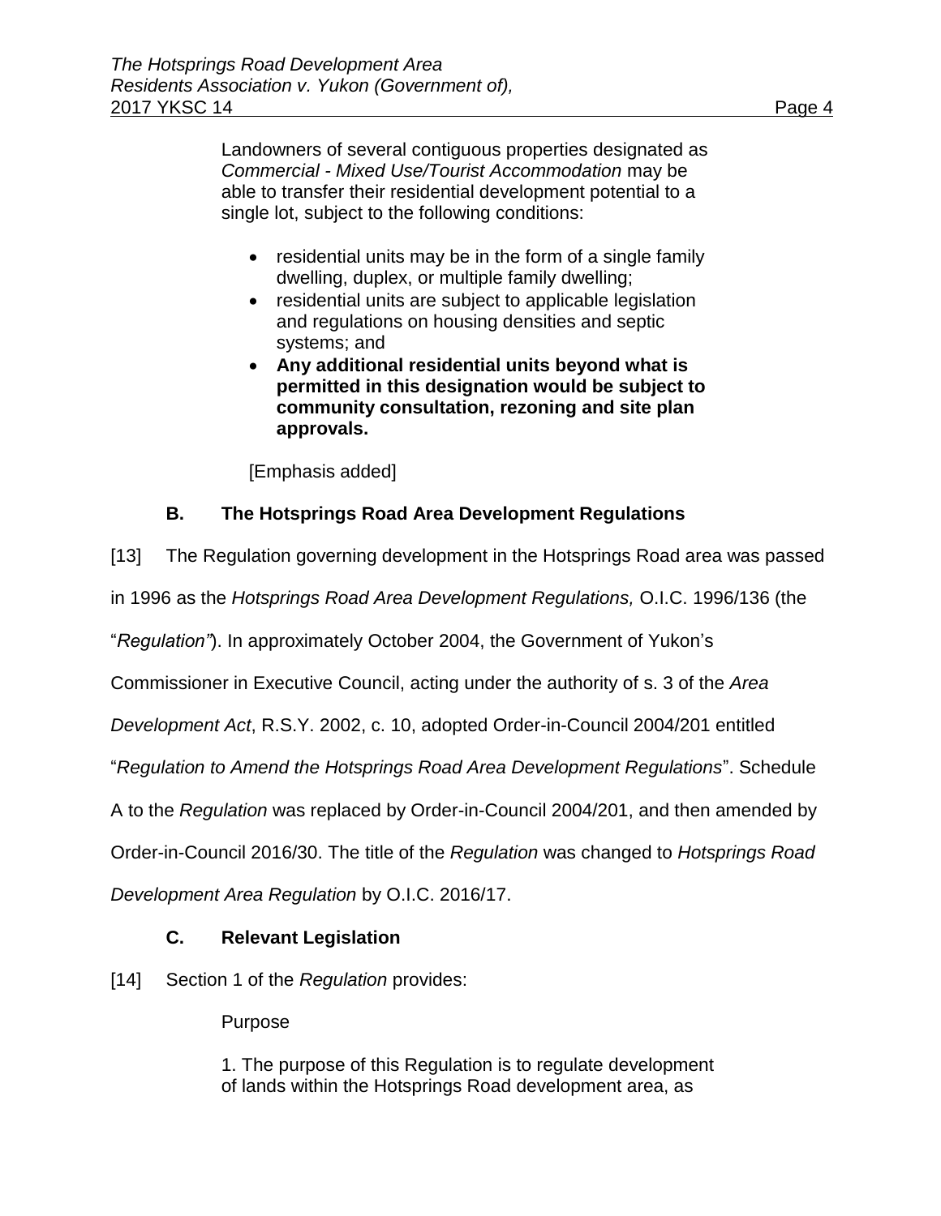> Landowners of several contiguous properties designated as *Commercial - Mixed Use/Tourist Accommodation* may be able to transfer their residential development potential to a single lot, subject to the following conditions:
>
> - residential units may be in the form of a single family dwelling, duplex, or multiple family dwelling;
> - residential units are subject to applicable legislation and regulations on housing densities and septic systems; and
> - **Any additional residential units beyond what is permitted in this designation would be subject to community consultation, rezoning and site plan approvals.**
>
> [Emphasis added]

### B. The Hotsprings Road Area Development Regulations

[13] The Regulation governing development in the Hotsprings Road area was passed in 1996 as the *Hotsprings Road Area Development Regulations,* O.I.C. 1996/136 (the "*Regulation"*). In approximately October 2004, the Government of Yukon's Commissioner in Executive Council, acting under the authority of s. 3 of the *Area Development Act*, R.S.Y. 2002, c. 10, adopted Order-in-Council 2004/201 entitled "*Regulation to Amend the Hotsprings Road Area Development Regulations*". Schedule A to the *Regulation* was replaced by Order-in-Council 2004/201, and then amended by Order-in-Council 2016/30. The title of the *Regulation* was changed to *Hotsprings Road Development Area Regulation* by O.I.C. 2016/17.

### C. Relevant Legislation

[14] Section 1 of the *Regulation* provides:

> Purpose
>
> 1. The purpose of this Regulation is to regulate development of lands within the Hotsprings Road development area, as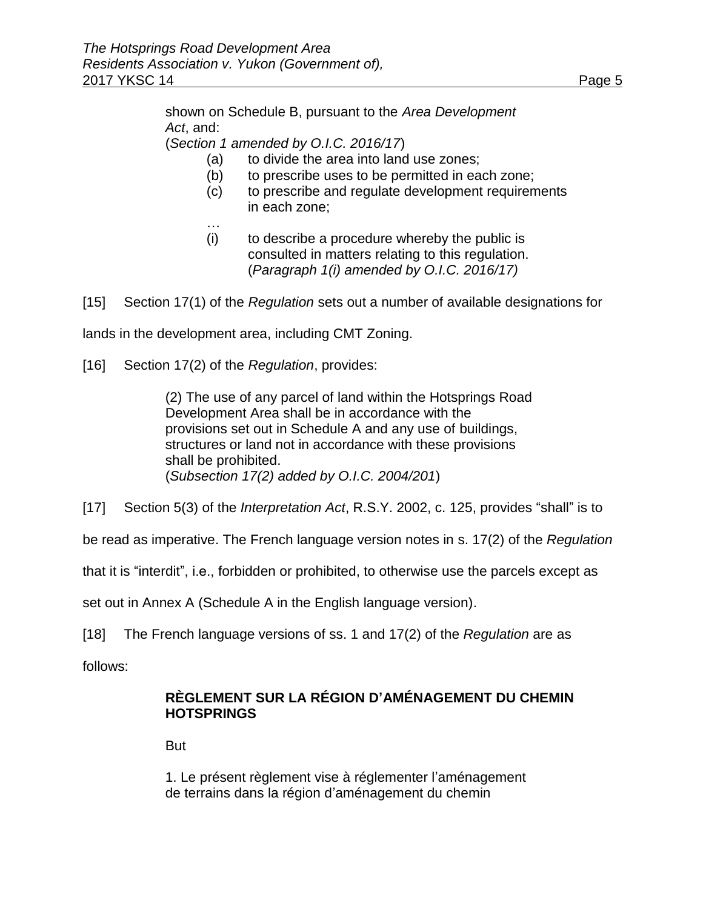> shown on Schedule B, pursuant to the *Area Development Act*, and:
> (*Section 1 amended by O.I.C. 2016/17*)
>
> (a) to divide the area into land use zones;
>
> (b) to prescribe uses to be permitted in each zone;
>
> (c) to prescribe and regulate development requirements in each zone;
>
> …
>
> (i) to describe a procedure whereby the public is consulted in matters relating to this regulation.
> (*Paragraph 1(i) amended by O.I.C. 2016/17)*

[15] Section 17(1) of the *Regulation* sets out a number of available designations for lands in the development area, including CMT Zoning.

[16] Section 17(2) of the *Regulation*, provides:

> (2) The use of any parcel of land within the Hotsprings Road Development Area shall be in accordance with the provisions set out in Schedule A and any use of buildings, structures or land not in accordance with these provisions shall be prohibited.
> (*Subsection 17(2) added by O.I.C. 2004/201*)

[17] Section 5(3) of the *Interpretation Act*, R.S.Y. 2002, c. 125, provides "shall" is to be read as imperative. The French language version notes in s. 17(2) of the *Regulation* that it is "interdit", i.e., forbidden or prohibited, to otherwise use the parcels except as set out in Annex A (Schedule A in the English language version).

[18] The French language versions of ss. 1 and 17(2) of the *Regulation* are as follows:

> **RÈGLEMENT SUR LA RÉGION D'AMÉNAGEMENT DU CHEMIN HOTSPRINGS**
>
> But
>
> 1. Le présent règlement vise à réglementer l'aménagement de terrains dans la région d'aménagement du chemin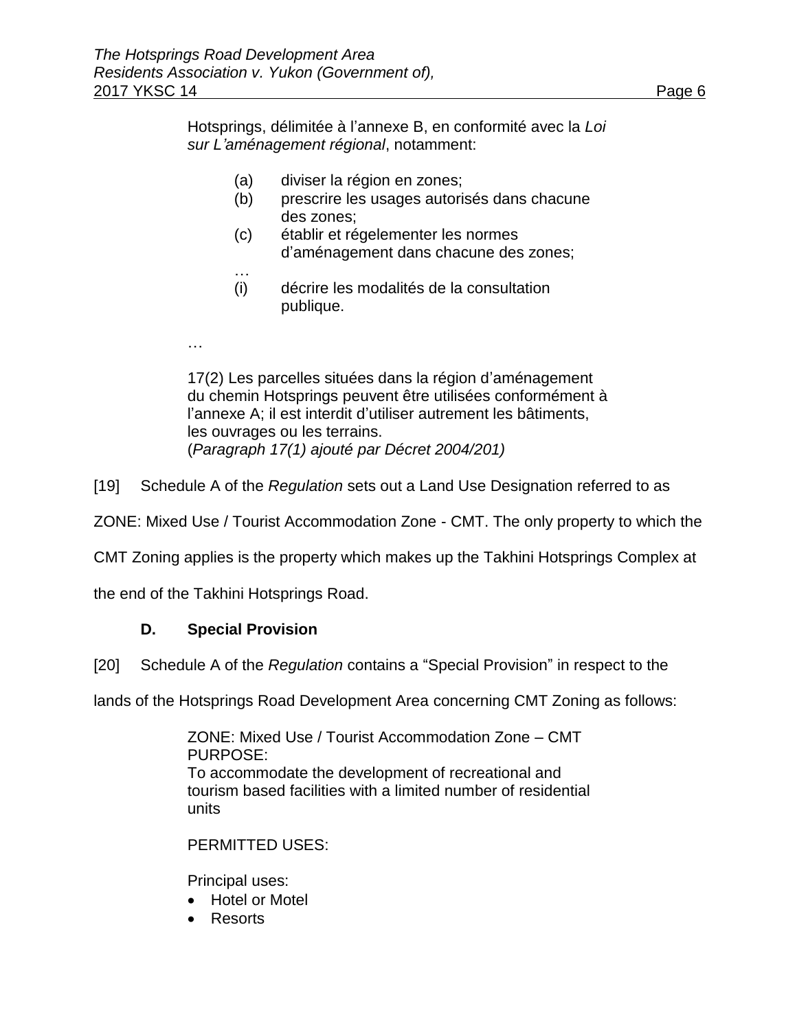> Hotsprings, délimitée à l'annexe B, en conformité avec la *Loi sur L'aménagement régional*, notamment:
>
> (a) diviser la région en zones;
> (b) prescrire les usages autorisés dans chacune des zones;
> (c) établir et régelementer les normes d'aménagement dans chacune des zones;
> …
> (i) décrire les modalités de la consultation publique.
>
> …
>
> 17(2) Les parcelles situées dans la région d'aménagement du chemin Hotsprings peuvent être utilisées conformément à l'annexe A; il est interdit d'utiliser autrement les bâtiments, les ouvrages ou les terrains.
> (*Paragraph 17(1) ajouté par Décret 2004/201)*

[19] Schedule A of the *Regulation* sets out a Land Use Designation referred to as ZONE: Mixed Use / Tourist Accommodation Zone - CMT. The only property to which the CMT Zoning applies is the property which makes up the Takhini Hotsprings Complex at the end of the Takhini Hotsprings Road.

### D. Special Provision

[20] Schedule A of the *Regulation* contains a "Special Provision" in respect to the lands of the Hotsprings Road Development Area concerning CMT Zoning as follows:

> ZONE: Mixed Use / Tourist Accommodation Zone – CMT
> PURPOSE:
> To accommodate the development of recreational and tourism based facilities with a limited number of residential units
>
> PERMITTED USES:
>
> Principal uses:
> - Hotel or Motel
> - Resorts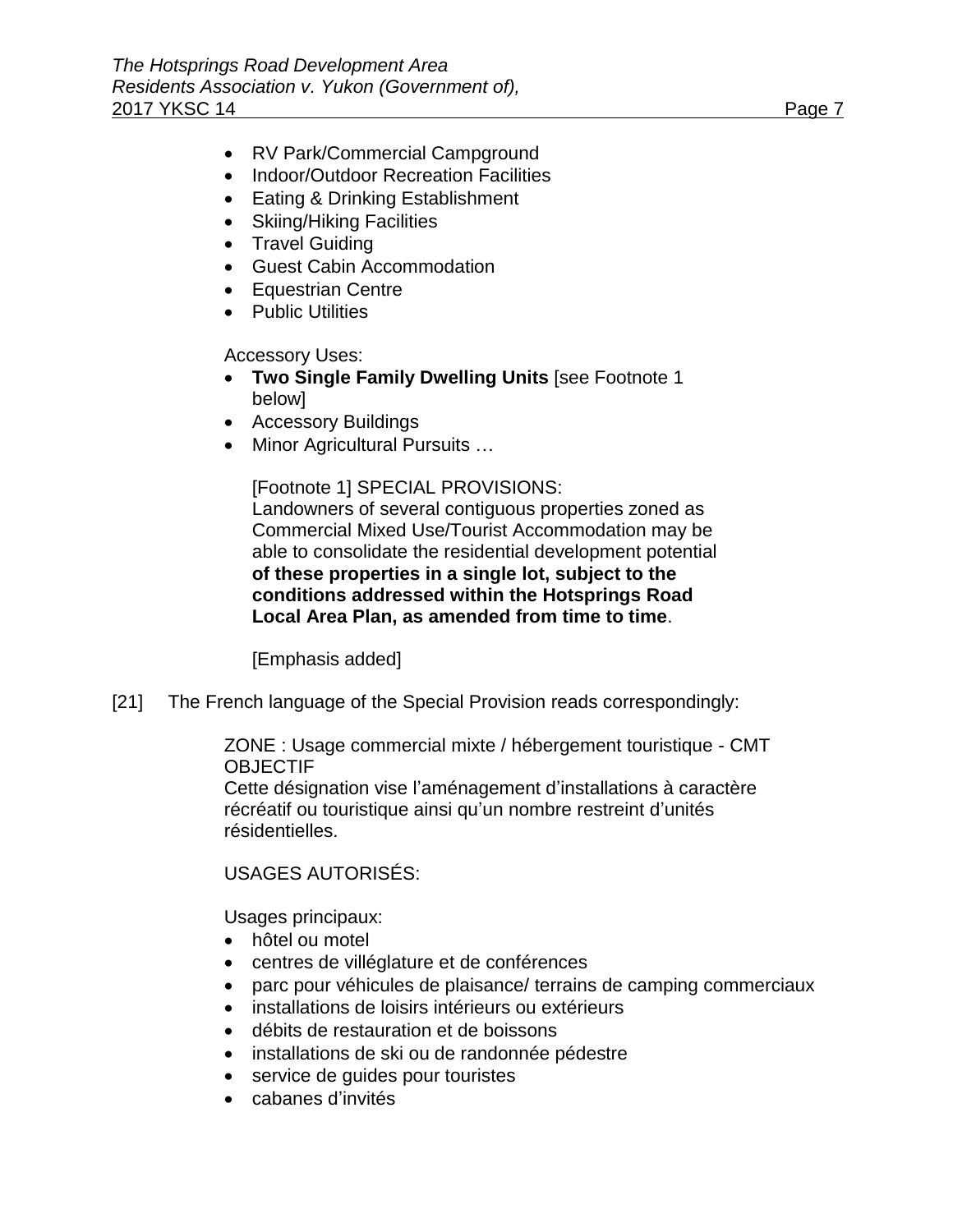- RV Park/Commercial Campground
- Indoor/Outdoor Recreation Facilities
- Eating & Drinking Establishment
- Skiing/Hiking Facilities
- Travel Guiding
- Guest Cabin Accommodation
- Equestrian Centre
- Public Utilities

Accessory Uses:

- **Two Single Family Dwelling Units** [see Footnote 1 below]
- Accessory Buildings
- Minor Agricultural Pursuits …

[Footnote 1] SPECIAL PROVISIONS:
Landowners of several contiguous properties zoned as Commercial Mixed Use/Tourist Accommodation may be able to consolidate the residential development potential **of these properties in a single lot, subject to the conditions addressed within the Hotsprings Road Local Area Plan, as amended from time to time**.

[Emphasis added]

[21] The French language of the Special Provision reads correspondingly:

ZONE : Usage commercial mixte / hébergement touristique - CMT
OBJECTIF
Cette désignation vise l'aménagement d'installations à caractère récréatif ou touristique ainsi qu'un nombre restreint d'unités résidentielles.

USAGES AUTORISÉS:

Usages principaux:

- hôtel ou motel
- centres de villéglature et de conférences
- parc pour véhicules de plaisance/ terrains de camping commerciaux
- installations de loisirs intérieurs ou extérieurs
- débits de restauration et de boissons
- installations de ski ou de randonnée pédestre
- service de guides pour touristes
- cabanes d'invités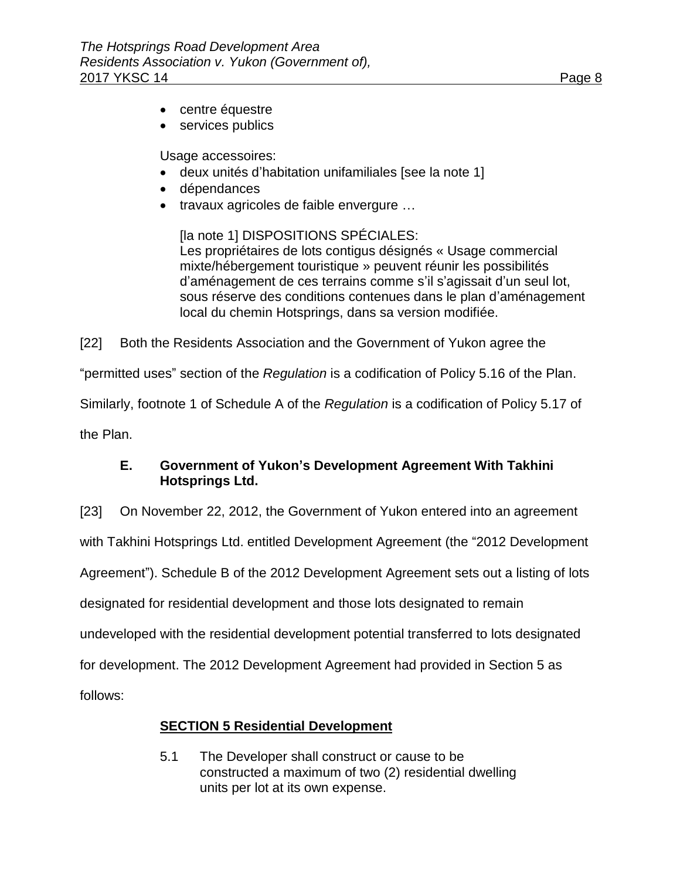- centre équestre
- services publics

Usage accessoires:

- deux unités d'habitation unifamiliales [see la note 1]
- dépendances
- travaux agricoles de faible envergure …

> [la note 1] DISPOSITIONS SPÉCIALES:
> Les propriétaires de lots contigus désignés « Usage commercial mixte/hébergement touristique » peuvent réunir les possibilités d'aménagement de ces terrains comme s'il s'agissait d'un seul lot, sous réserve des conditions contenues dans le plan d'aménagement local du chemin Hotsprings, dans sa version modifiée.

[22] Both the Residents Association and the Government of Yukon agree the "permitted uses" section of the *Regulation* is a codification of Policy 5.16 of the Plan. Similarly, footnote 1 of Schedule A of the *Regulation* is a codification of Policy 5.17 of the Plan.

### E. Government of Yukon's Development Agreement With Takhini Hotsprings Ltd.

[23] On November 22, 2012, the Government of Yukon entered into an agreement with Takhini Hotsprings Ltd. entitled Development Agreement (the "2012 Development Agreement"). Schedule B of the 2012 Development Agreement sets out a listing of lots designated for residential development and those lots designated to remain undeveloped with the residential development potential transferred to lots designated for development. The 2012 Development Agreement had provided in Section 5 as follows:

> **SECTION 5 Residential Development**
>
> 5.1 The Developer shall construct or cause to be constructed a maximum of two (2) residential dwelling units per lot at its own expense.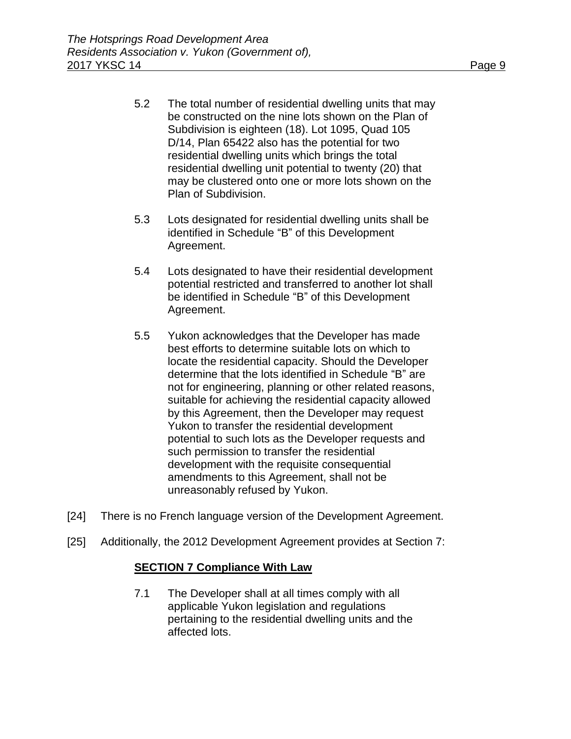> 5.2 The total number of residential dwelling units that may be constructed on the nine lots shown on the Plan of Subdivision is eighteen (18). Lot 1095, Quad 105 D/14, Plan 65422 also has the potential for two residential dwelling units which brings the total residential dwelling unit potential to twenty (20) that may be clustered onto one or more lots shown on the Plan of Subdivision.
>
> 5.3 Lots designated for residential dwelling units shall be identified in Schedule "B" of this Development Agreement.
>
> 5.4 Lots designated to have their residential development potential restricted and transferred to another lot shall be identified in Schedule "B" of this Development Agreement.
>
> 5.5 Yukon acknowledges that the Developer has made best efforts to determine suitable lots on which to locate the residential capacity. Should the Developer determine that the lots identified in Schedule "B" are not for engineering, planning or other related reasons, suitable for achieving the residential capacity allowed by this Agreement, then the Developer may request Yukon to transfer the residential development potential to such lots as the Developer requests and such permission to transfer the residential development with the requisite consequential amendments to this Agreement, shall not be unreasonably refused by Yukon.

[24] There is no French language version of the Development Agreement.

[25] Additionally, the 2012 Development Agreement provides at Section 7:

> **SECTION 7 Compliance With Law**
>
> 7.1 The Developer shall at all times comply with all applicable Yukon legislation and regulations pertaining to the residential dwelling units and the affected lots.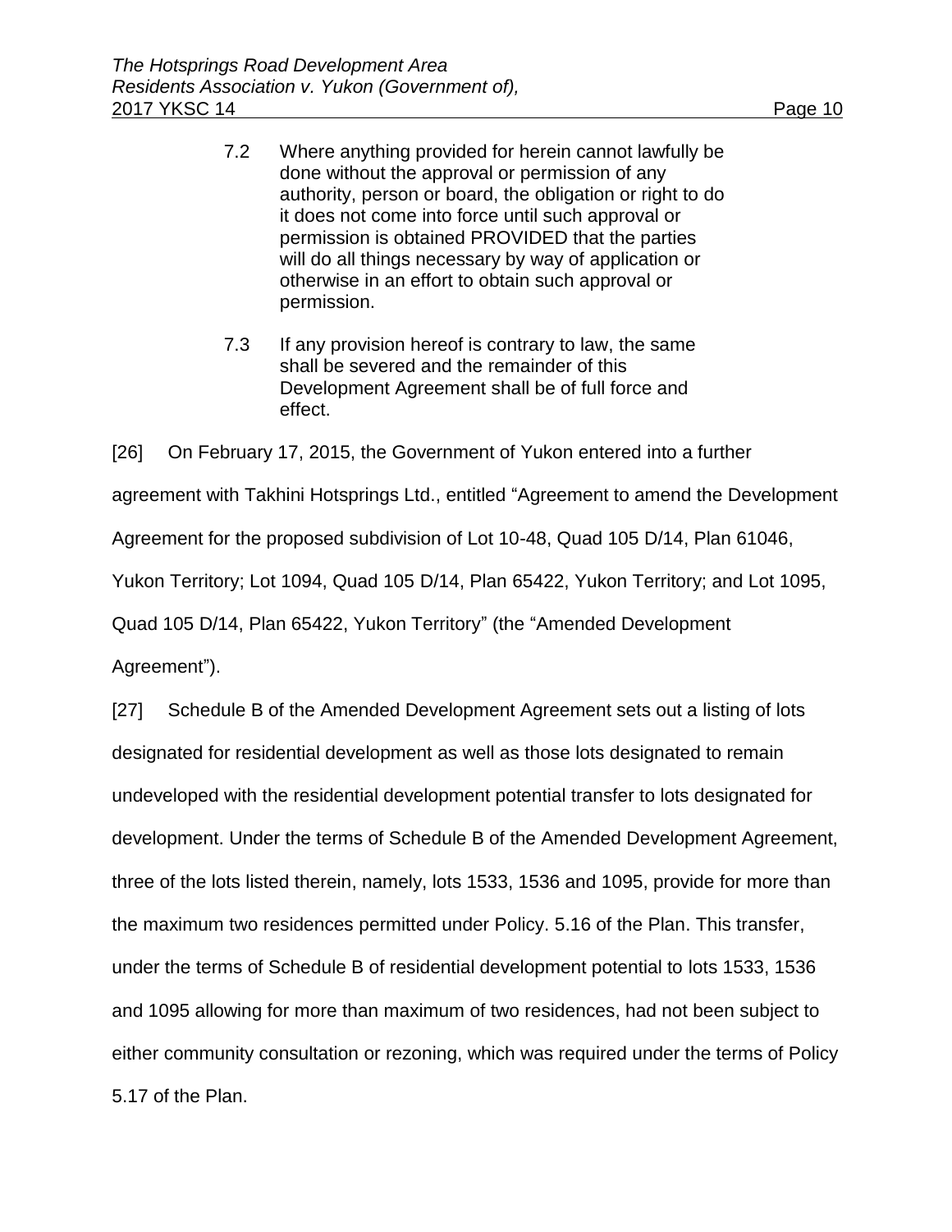> 7.2 Where anything provided for herein cannot lawfully be done without the approval or permission of any authority, person or board, the obligation or right to do it does not come into force until such approval or permission is obtained PROVIDED that the parties will do all things necessary by way of application or otherwise in an effort to obtain such approval or permission.
>
> 7.3 If any provision hereof is contrary to law, the same shall be severed and the remainder of this Development Agreement shall be of full force and effect.

[26] On February 17, 2015, the Government of Yukon entered into a further agreement with Takhini Hotsprings Ltd., entitled "Agreement to amend the Development Agreement for the proposed subdivision of Lot 10-48, Quad 105 D/14, Plan 61046, Yukon Territory; Lot 1094, Quad 105 D/14, Plan 65422, Yukon Territory; and Lot 1095, Quad 105 D/14, Plan 65422, Yukon Territory" (the "Amended Development Agreement").

[27] Schedule B of the Amended Development Agreement sets out a listing of lots designated for residential development as well as those lots designated to remain undeveloped with the residential development potential transfer to lots designated for development. Under the terms of Schedule B of the Amended Development Agreement, three of the lots listed therein, namely, lots 1533, 1536 and 1095, provide for more than the maximum two residences permitted under Policy. 5.16 of the Plan. This transfer, under the terms of Schedule B of residential development potential to lots 1533, 1536 and 1095 allowing for more than maximum of two residences, had not been subject to either community consultation or rezoning, which was required under the terms of Policy 5.17 of the Plan.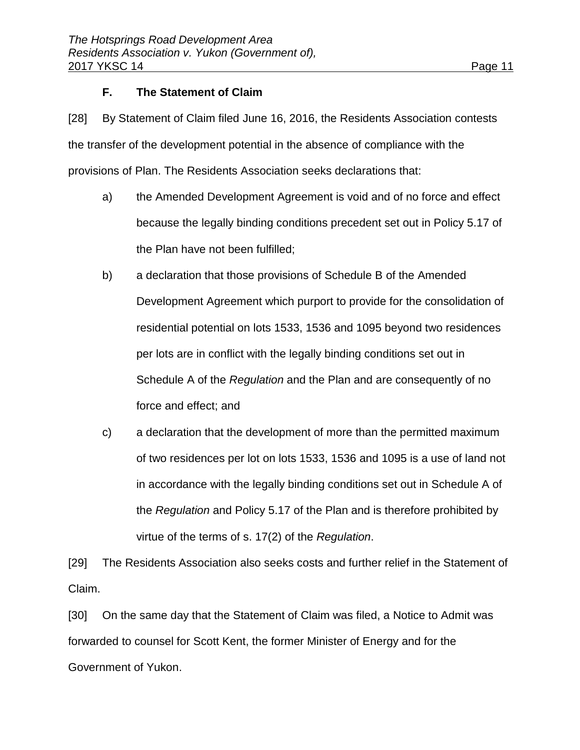### F. The Statement of Claim

[28] By Statement of Claim filed June 16, 2016, the Residents Association contests the transfer of the development potential in the absence of compliance with the provisions of Plan. The Residents Association seeks declarations that:

a) the Amended Development Agreement is void and of no force and effect because the legally binding conditions precedent set out in Policy 5.17 of the Plan have not been fulfilled;

b) a declaration that those provisions of Schedule B of the Amended Development Agreement which purport to provide for the consolidation of residential potential on lots 1533, 1536 and 1095 beyond two residences per lots are in conflict with the legally binding conditions set out in Schedule A of the *Regulation* and the Plan and are consequently of no force and effect; and

c) a declaration that the development of more than the permitted maximum of two residences per lot on lots 1533, 1536 and 1095 is a use of land not in accordance with the legally binding conditions set out in Schedule A of the *Regulation* and Policy 5.17 of the Plan and is therefore prohibited by virtue of the terms of s. 17(2) of the *Regulation*.

[29] The Residents Association also seeks costs and further relief in the Statement of Claim.

[30] On the same day that the Statement of Claim was filed, a Notice to Admit was forwarded to counsel for Scott Kent, the former Minister of Energy and for the Government of Yukon.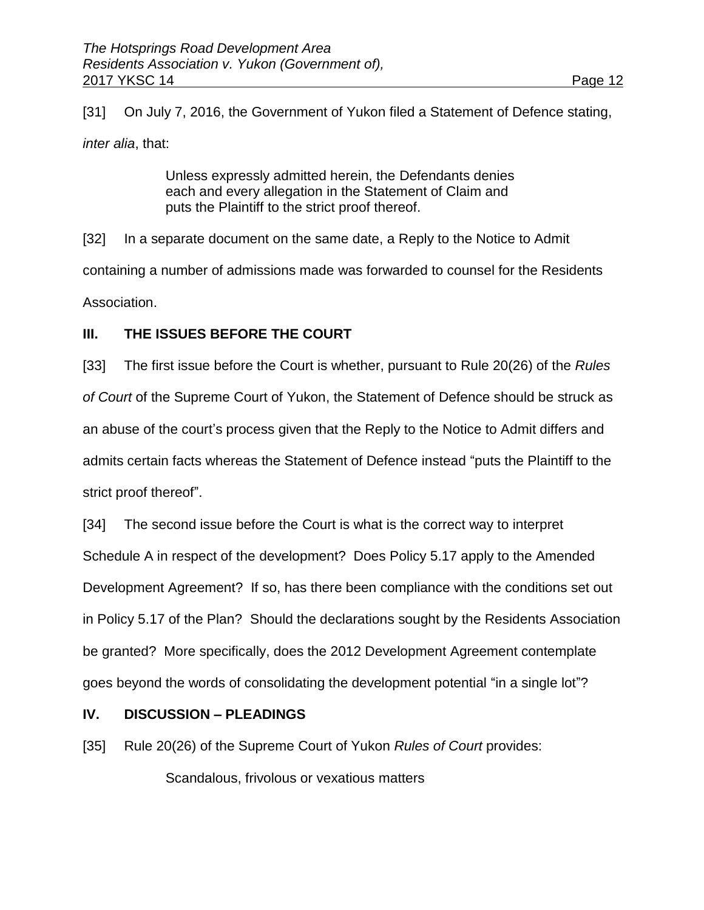[31] On July 7, 2016, the Government of Yukon filed a Statement of Defence stating, *inter alia*, that:

> Unless expressly admitted herein, the Defendants denies each and every allegation in the Statement of Claim and puts the Plaintiff to the strict proof thereof.

[32] In a separate document on the same date, a Reply to the Notice to Admit containing a number of admissions made was forwarded to counsel for the Residents Association.

## III. THE ISSUES BEFORE THE COURT

[33] The first issue before the Court is whether, pursuant to Rule 20(26) of the *Rules of Court* of the Supreme Court of Yukon, the Statement of Defence should be struck as an abuse of the court's process given that the Reply to the Notice to Admit differs and admits certain facts whereas the Statement of Defence instead "puts the Plaintiff to the strict proof thereof".

[34] The second issue before the Court is what is the correct way to interpret Schedule A in respect of the development? Does Policy 5.17 apply to the Amended Development Agreement? If so, has there been compliance with the conditions set out in Policy 5.17 of the Plan? Should the declarations sought by the Residents Association be granted? More specifically, does the 2012 Development Agreement contemplate goes beyond the words of consolidating the development potential "in a single lot"?

## IV. DISCUSSION – PLEADINGS

[35] Rule 20(26) of the Supreme Court of Yukon *Rules of Court* provides:

> Scandalous, frivolous or vexatious matters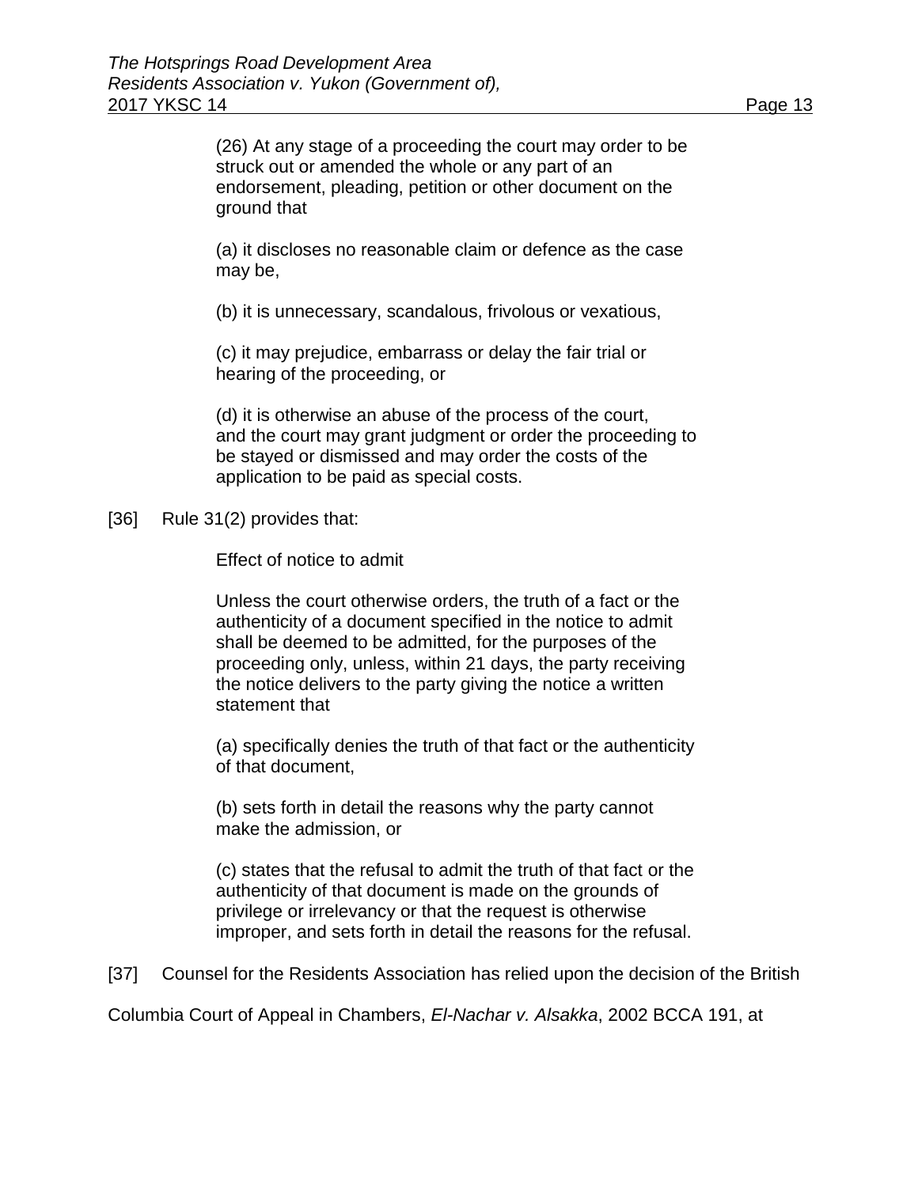> (26) At any stage of a proceeding the court may order to be struck out or amended the whole or any part of an endorsement, pleading, petition or other document on the ground that
>
> (a) it discloses no reasonable claim or defence as the case may be,
>
> (b) it is unnecessary, scandalous, frivolous or vexatious,
>
> (c) it may prejudice, embarrass or delay the fair trial or hearing of the proceeding, or
>
> (d) it is otherwise an abuse of the process of the court, and the court may grant judgment or order the proceeding to be stayed or dismissed and may order the costs of the application to be paid as special costs.

[36] Rule 31(2) provides that:

> Effect of notice to admit
>
> Unless the court otherwise orders, the truth of a fact or the authenticity of a document specified in the notice to admit shall be deemed to be admitted, for the purposes of the proceeding only, unless, within 21 days, the party receiving the notice delivers to the party giving the notice a written statement that
>
> (a) specifically denies the truth of that fact or the authenticity of that document,
>
> (b) sets forth in detail the reasons why the party cannot make the admission, or
>
> (c) states that the refusal to admit the truth of that fact or the authenticity of that document is made on the grounds of privilege or irrelevancy or that the request is otherwise improper, and sets forth in detail the reasons for the refusal.

[37] Counsel for the Residents Association has relied upon the decision of the British Columbia Court of Appeal in Chambers, *El-Nachar v. Alsakka*, 2002 BCCA 191, at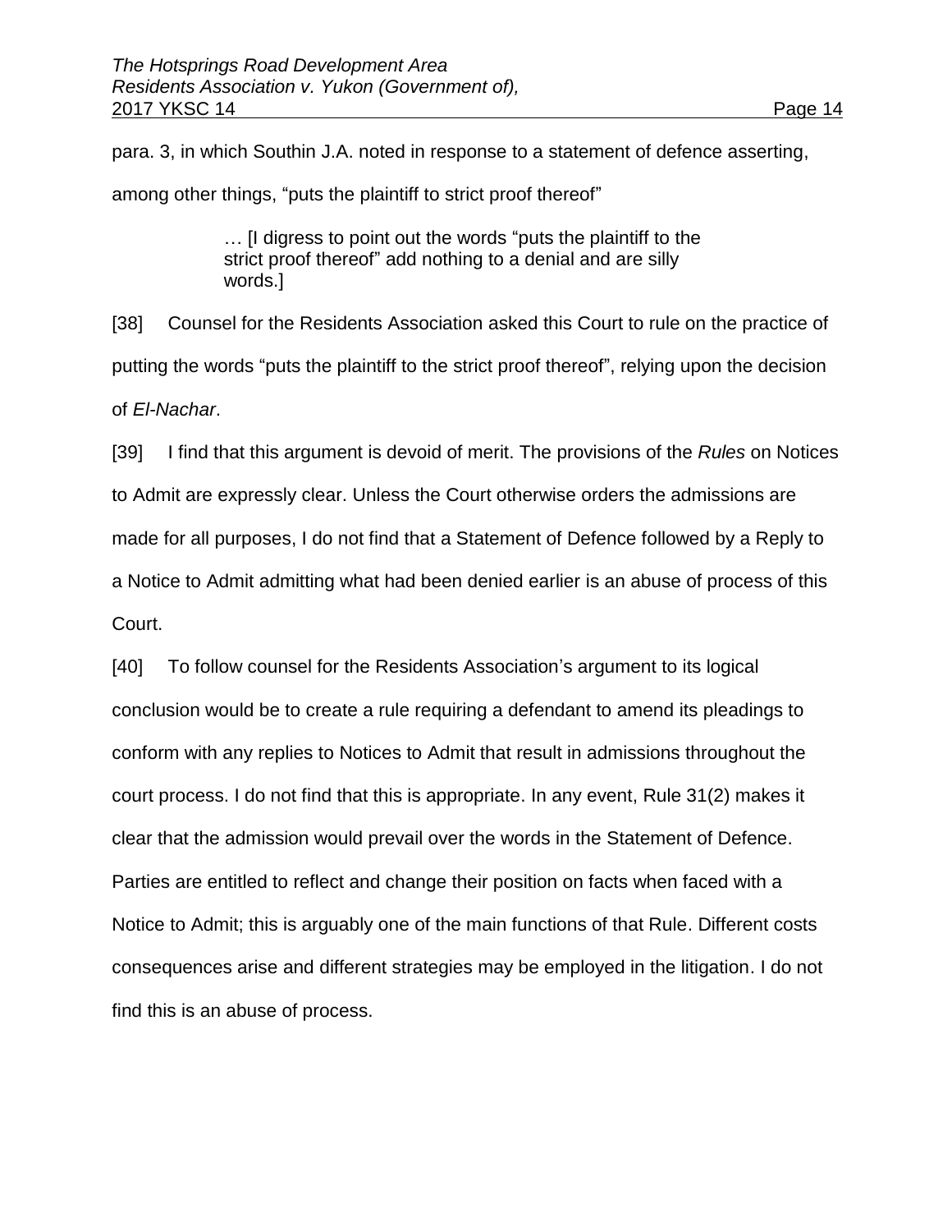para. 3, in which Southin J.A. noted in response to a statement of defence asserting, among other things, “puts the plaintiff to strict proof thereof”

> … [I digress to point out the words “puts the plaintiff to the strict proof thereof” add nothing to a denial and are silly words.]

[38] Counsel for the Residents Association asked this Court to rule on the practice of putting the words “puts the plaintiff to the strict proof thereof”, relying upon the decision of *El-Nachar*.

[39] I find that this argument is devoid of merit. The provisions of the *Rules* on Notices to Admit are expressly clear. Unless the Court otherwise orders the admissions are made for all purposes, I do not find that a Statement of Defence followed by a Reply to a Notice to Admit admitting what had been denied earlier is an abuse of process of this Court.

[40] To follow counsel for the Residents Association’s argument to its logical conclusion would be to create a rule requiring a defendant to amend its pleadings to conform with any replies to Notices to Admit that result in admissions throughout the court process. I do not find that this is appropriate. In any event, Rule 31(2) makes it clear that the admission would prevail over the words in the Statement of Defence. Parties are entitled to reflect and change their position on facts when faced with a Notice to Admit; this is arguably one of the main functions of that Rule. Different costs consequences arise and different strategies may be employed in the litigation. I do not find this is an abuse of process.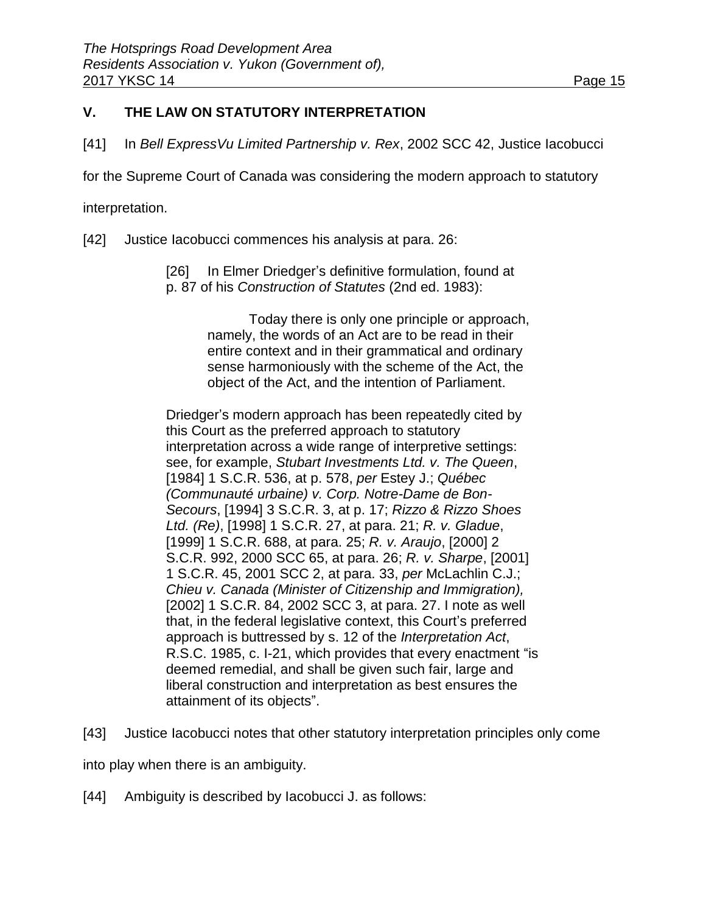## V. THE LAW ON STATUTORY INTERPRETATION

[41] In *Bell ExpressVu Limited Partnership v. Rex*, 2002 SCC 42, Justice Iacobucci for the Supreme Court of Canada was considering the modern approach to statutory interpretation.

[42] Justice Iacobucci commences his analysis at para. 26:

> [26] In Elmer Driedger's definitive formulation, found at p. 87 of his *Construction of Statutes* (2nd ed. 1983):
>
> > Today there is only one principle or approach, namely, the words of an Act are to be read in their entire context and in their grammatical and ordinary sense harmoniously with the scheme of the Act, the object of the Act, and the intention of Parliament.
>
> Driedger's modern approach has been repeatedly cited by this Court as the preferred approach to statutory interpretation across a wide range of interpretive settings: see, for example, *Stubart Investments Ltd. v. The Queen*, [1984] 1 S.C.R. 536, at p. 578, *per* Estey J.; *Québec (Communauté urbaine) v. Corp. Notre-Dame de Bon-Secours*, [1994] 3 S.C.R. 3, at p. 17; *Rizzo & Rizzo Shoes Ltd. (Re)*, [1998] 1 S.C.R. 27, at para. 21; *R. v. Gladue*, [1999] 1 S.C.R. 688, at para. 25; *R. v. Araujo*, [2000] 2 S.C.R. 992, 2000 SCC 65, at para. 26; *R. v. Sharpe*, [2001] 1 S.C.R. 45, 2001 SCC 2, at para. 33, *per* McLachlin C.J.; *Chieu v. Canada (Minister of Citizenship and Immigration),* [2002] 1 S.C.R. 84, 2002 SCC 3, at para. 27. I note as well that, in the federal legislative context, this Court's preferred approach is buttressed by s. 12 of the *Interpretation Act*, R.S.C. 1985, c. I-21, which provides that every enactment "is deemed remedial, and shall be given such fair, large and liberal construction and interpretation as best ensures the attainment of its objects".

[43] Justice Iacobucci notes that other statutory interpretation principles only come into play when there is an ambiguity.

[44] Ambiguity is described by Iacobucci J. as follows: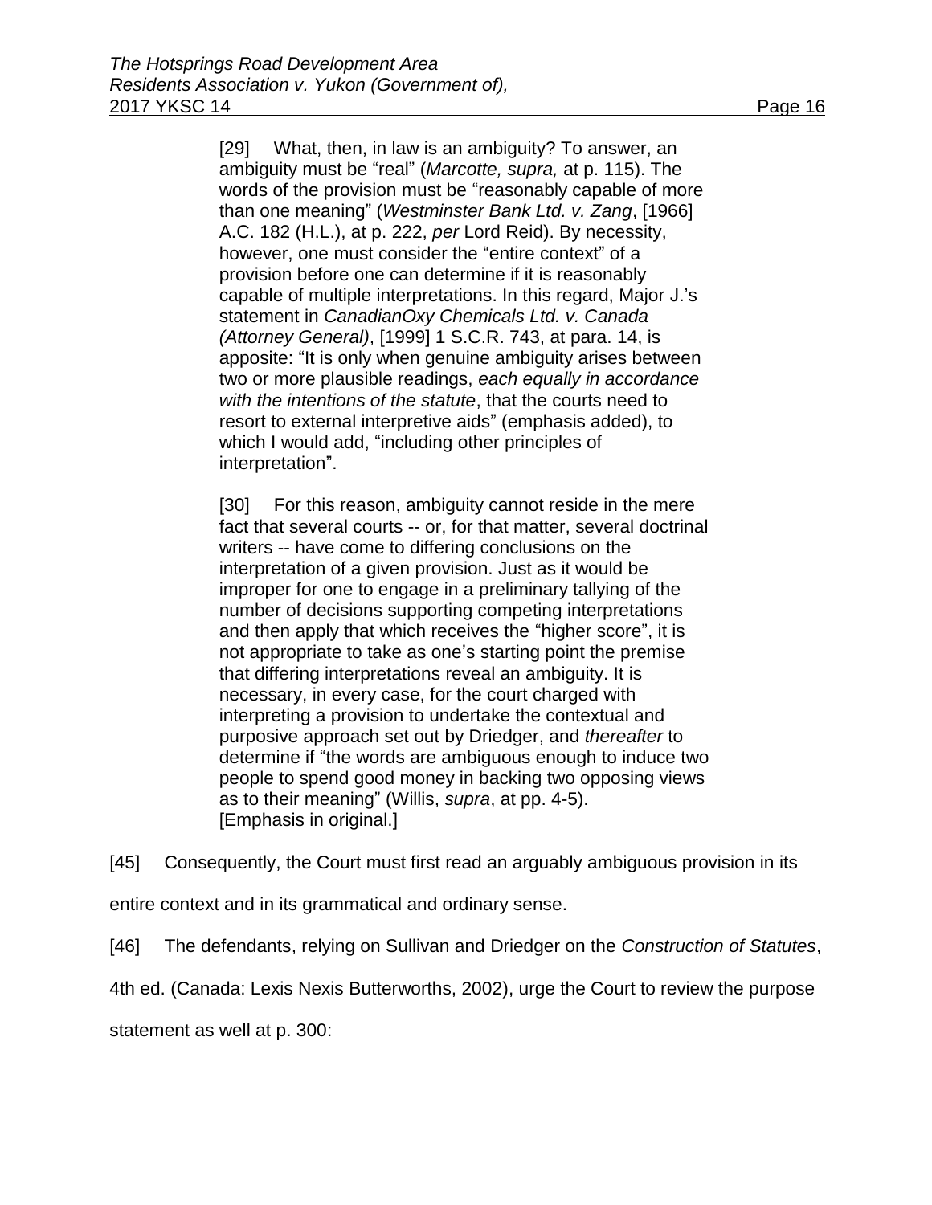> [29] What, then, in law is an ambiguity? To answer, an ambiguity must be "real" (*Marcotte, supra,* at p. 115). The words of the provision must be "reasonably capable of more than one meaning" (*Westminster Bank Ltd. v. Zang*, [1966] A.C. 182 (H.L.), at p. 222, *per* Lord Reid). By necessity, however, one must consider the "entire context" of a provision before one can determine if it is reasonably capable of multiple interpretations. In this regard, Major J.'s statement in *CanadianOxy Chemicals Ltd. v. Canada (Attorney General)*, [1999] 1 S.C.R. 743, at para. 14, is apposite: "It is only when genuine ambiguity arises between two or more plausible readings, *each equally in accordance with the intentions of the statute*, that the courts need to resort to external interpretive aids" (emphasis added), to which I would add, "including other principles of interpretation".
>
> [30] For this reason, ambiguity cannot reside in the mere fact that several courts -- or, for that matter, several doctrinal writers -- have come to differing conclusions on the interpretation of a given provision. Just as it would be improper for one to engage in a preliminary tallying of the number of decisions supporting competing interpretations and then apply that which receives the "higher score", it is not appropriate to take as one's starting point the premise that differing interpretations reveal an ambiguity. It is necessary, in every case, for the court charged with interpreting a provision to undertake the contextual and purposive approach set out by Driedger, and *thereafter* to determine if "the words are ambiguous enough to induce two people to spend good money in backing two opposing views as to their meaning" (Willis, *supra*, at pp. 4-5).
> [Emphasis in original.]

[45] Consequently, the Court must first read an arguably ambiguous provision in its entire context and in its grammatical and ordinary sense.

[46] The defendants, relying on Sullivan and Driedger on the *Construction of Statutes*, 4th ed. (Canada: Lexis Nexis Butterworths, 2002), urge the Court to review the purpose statement as well at p. 300: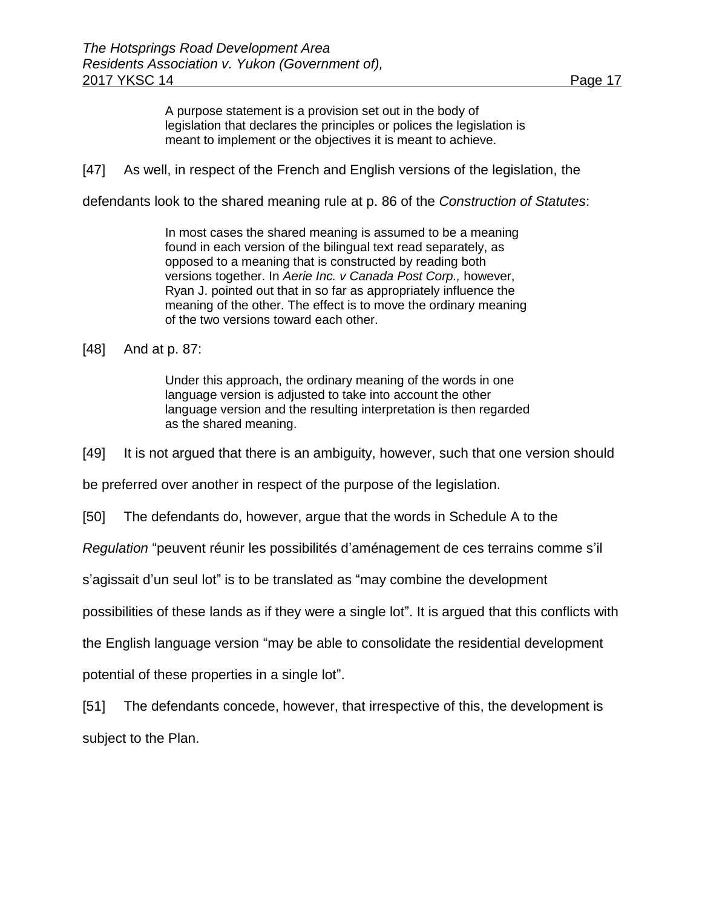> A purpose statement is a provision set out in the body of legislation that declares the principles or polices the legislation is meant to implement or the objectives it is meant to achieve.

[47] As well, in respect of the French and English versions of the legislation, the defendants look to the shared meaning rule at p. 86 of the *Construction of Statutes*:

> In most cases the shared meaning is assumed to be a meaning found in each version of the bilingual text read separately, as opposed to a meaning that is constructed by reading both versions together. In *Aerie Inc. v Canada Post Corp.,* however, Ryan J. pointed out that in so far as appropriately influence the meaning of the other. The effect is to move the ordinary meaning of the two versions toward each other.

[48] And at p. 87:

> Under this approach, the ordinary meaning of the words in one language version is adjusted to take into account the other language version and the resulting interpretation is then regarded as the shared meaning.

[49] It is not argued that there is an ambiguity, however, such that one version should be preferred over another in respect of the purpose of the legislation.

[50] The defendants do, however, argue that the words in Schedule A to the *Regulation* "peuvent réunir les possibilités d'aménagement de ces terrains comme s'il s'agissait d'un seul lot" is to be translated as "may combine the development possibilities of these lands as if they were a single lot". It is argued that this conflicts with the English language version "may be able to consolidate the residential development potential of these properties in a single lot".

[51] The defendants concede, however, that irrespective of this, the development is subject to the Plan.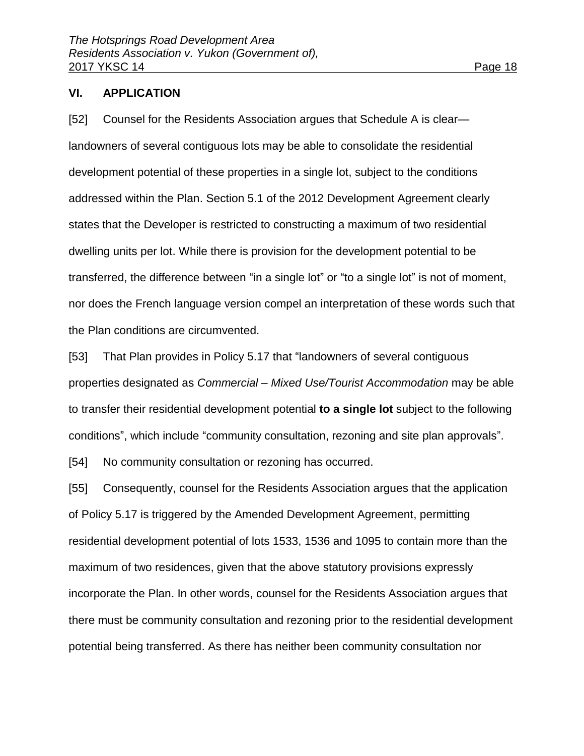## VI. APPLICATION

[52] Counsel for the Residents Association argues that Schedule A is clear—landowners of several contiguous lots may be able to consolidate the residential development potential of these properties in a single lot, subject to the conditions addressed within the Plan. Section 5.1 of the 2012 Development Agreement clearly states that the Developer is restricted to constructing a maximum of two residential dwelling units per lot. While there is provision for the development potential to be transferred, the difference between "in a single lot" or "to a single lot" is not of moment, nor does the French language version compel an interpretation of these words such that the Plan conditions are circumvented.

[53] That Plan provides in Policy 5.17 that "landowners of several contiguous properties designated as *Commercial – Mixed Use/Tourist Accommodation* may be able to transfer their residential development potential **to a single lot** subject to the following conditions", which include "community consultation, rezoning and site plan approvals".

[54] No community consultation or rezoning has occurred.

[55] Consequently, counsel for the Residents Association argues that the application of Policy 5.17 is triggered by the Amended Development Agreement, permitting residential development potential of lots 1533, 1536 and 1095 to contain more than the maximum of two residences, given that the above statutory provisions expressly incorporate the Plan. In other words, counsel for the Residents Association argues that there must be community consultation and rezoning prior to the residential development potential being transferred. As there has neither been community consultation nor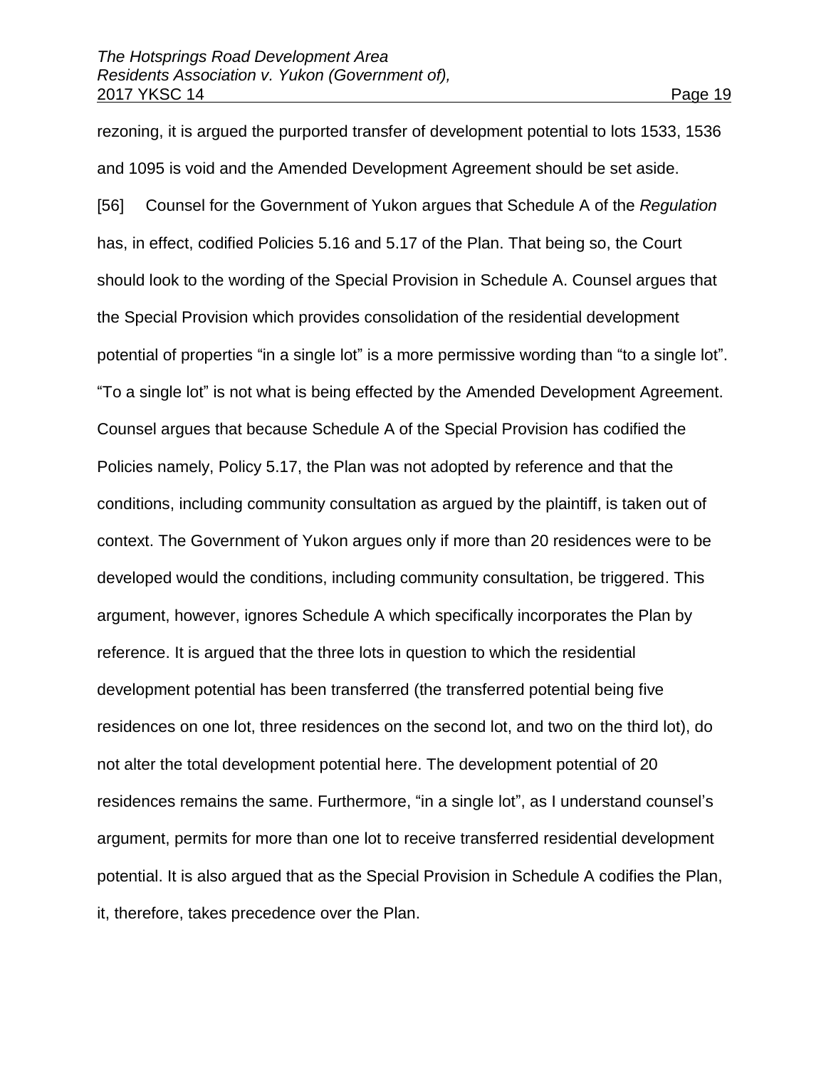rezoning, it is argued the purported transfer of development potential to lots 1533, 1536 and 1095 is void and the Amended Development Agreement should be set aside.

[56] Counsel for the Government of Yukon argues that Schedule A of the *Regulation* has, in effect, codified Policies 5.16 and 5.17 of the Plan. That being so, the Court should look to the wording of the Special Provision in Schedule A. Counsel argues that the Special Provision which provides consolidation of the residential development potential of properties "in a single lot" is a more permissive wording than "to a single lot". "To a single lot" is not what is being effected by the Amended Development Agreement. Counsel argues that because Schedule A of the Special Provision has codified the Policies namely, Policy 5.17, the Plan was not adopted by reference and that the conditions, including community consultation as argued by the plaintiff, is taken out of context. The Government of Yukon argues only if more than 20 residences were to be developed would the conditions, including community consultation, be triggered. This argument, however, ignores Schedule A which specifically incorporates the Plan by reference. It is argued that the three lots in question to which the residential development potential has been transferred (the transferred potential being five residences on one lot, three residences on the second lot, and two on the third lot), do not alter the total development potential here. The development potential of 20 residences remains the same. Furthermore, "in a single lot", as I understand counsel's argument, permits for more than one lot to receive transferred residential development potential. It is also argued that as the Special Provision in Schedule A codifies the Plan, it, therefore, takes precedence over the Plan.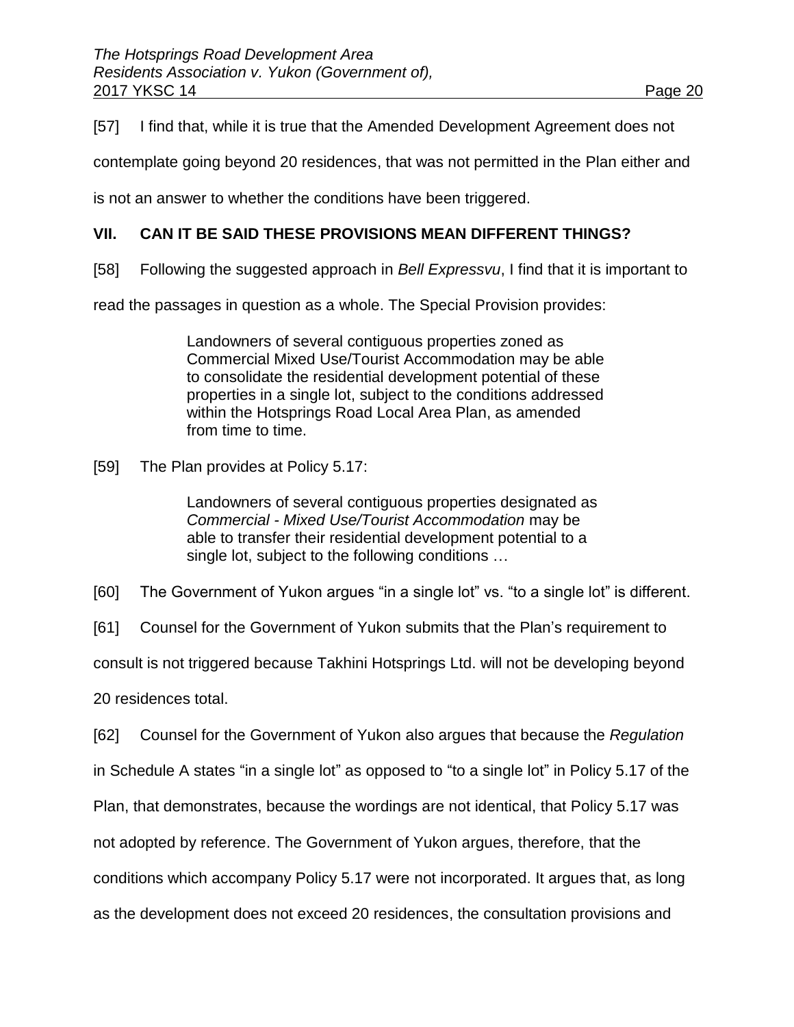[57] I find that, while it is true that the Amended Development Agreement does not contemplate going beyond 20 residences, that was not permitted in the Plan either and is not an answer to whether the conditions have been triggered.

## VII. CAN IT BE SAID THESE PROVISIONS MEAN DIFFERENT THINGS?

[58] Following the suggested approach in *Bell Expressvu*, I find that it is important to read the passages in question as a whole. The Special Provision provides:

> Landowners of several contiguous properties zoned as Commercial Mixed Use/Tourist Accommodation may be able to consolidate the residential development potential of these properties in a single lot, subject to the conditions addressed within the Hotsprings Road Local Area Plan, as amended from time to time.

[59] The Plan provides at Policy 5.17:

> Landowners of several contiguous properties designated as *Commercial - Mixed Use/Tourist Accommodation* may be able to transfer their residential development potential to a single lot, subject to the following conditions …

[60] The Government of Yukon argues "in a single lot" vs. "to a single lot" is different.

[61] Counsel for the Government of Yukon submits that the Plan's requirement to consult is not triggered because Takhini Hotsprings Ltd. will not be developing beyond 20 residences total.

[62] Counsel for the Government of Yukon also argues that because the *Regulation* in Schedule A states "in a single lot" as opposed to "to a single lot" in Policy 5.17 of the Plan, that demonstrates, because the wordings are not identical, that Policy 5.17 was not adopted by reference. The Government of Yukon argues, therefore, that the conditions which accompany Policy 5.17 were not incorporated. It argues that, as long as the development does not exceed 20 residences, the consultation provisions and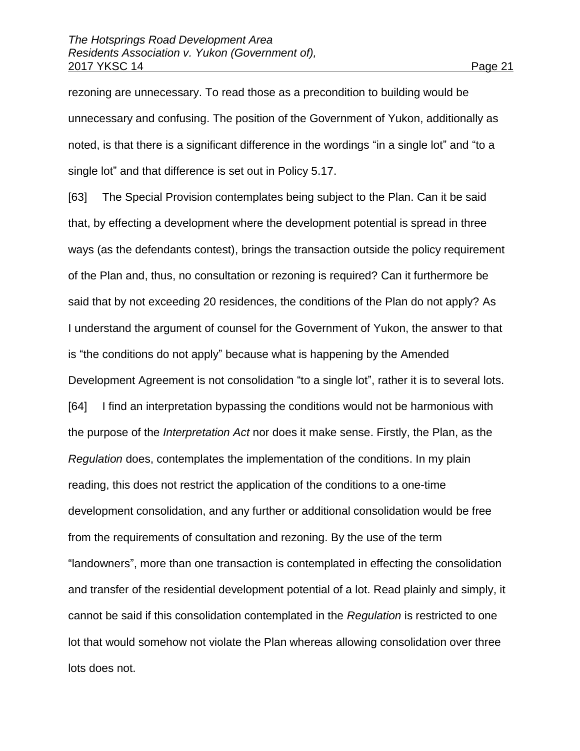rezoning are unnecessary. To read those as a precondition to building would be unnecessary and confusing. The position of the Government of Yukon, additionally as noted, is that there is a significant difference in the wordings “in a single lot” and “to a single lot” and that difference is set out in Policy 5.17.

[63] The Special Provision contemplates being subject to the Plan. Can it be said that, by effecting a development where the development potential is spread in three ways (as the defendants contest), brings the transaction outside the policy requirement of the Plan and, thus, no consultation or rezoning is required? Can it furthermore be said that by not exceeding 20 residences, the conditions of the Plan do not apply? As I understand the argument of counsel for the Government of Yukon, the answer to that is “the conditions do not apply” because what is happening by the Amended Development Agreement is not consolidation “to a single lot”, rather it is to several lots.

[64] I find an interpretation bypassing the conditions would not be harmonious with the purpose of the *Interpretation Act* nor does it make sense. Firstly, the Plan, as the *Regulation* does, contemplates the implementation of the conditions. In my plain reading, this does not restrict the application of the conditions to a one-time development consolidation, and any further or additional consolidation would be free from the requirements of consultation and rezoning. By the use of the term “landowners”, more than one transaction is contemplated in effecting the consolidation and transfer of the residential development potential of a lot. Read plainly and simply, it cannot be said if this consolidation contemplated in the *Regulation* is restricted to one lot that would somehow not violate the Plan whereas allowing consolidation over three lots does not.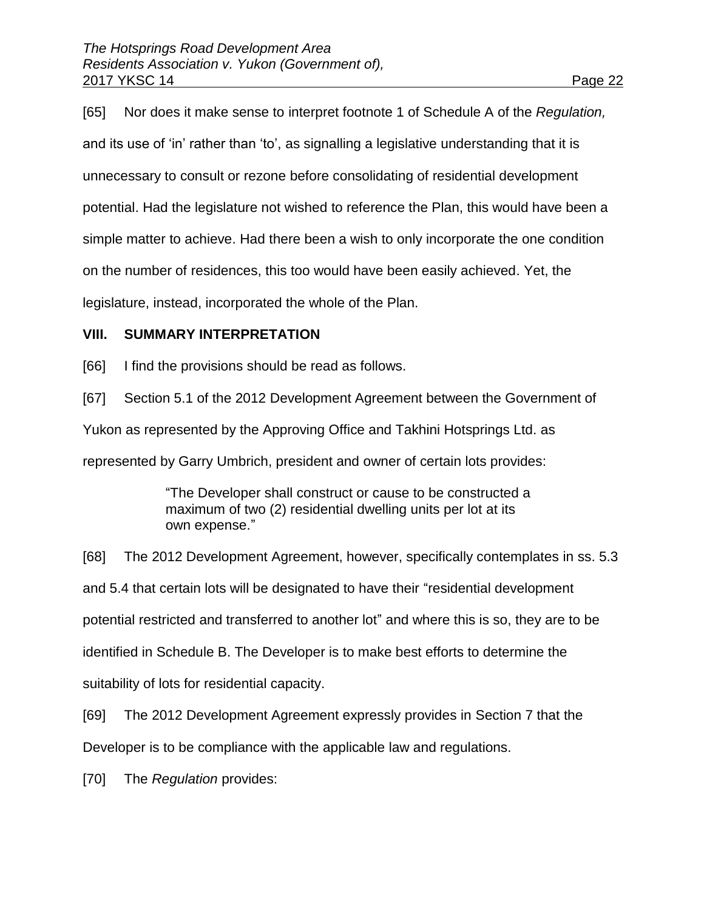[65] Nor does it make sense to interpret footnote 1 of Schedule A of the *Regulation,* and its use of 'in' rather than 'to', as signalling a legislative understanding that it is unnecessary to consult or rezone before consolidating of residential development potential. Had the legislature not wished to reference the Plan, this would have been a simple matter to achieve. Had there been a wish to only incorporate the one condition on the number of residences, this too would have been easily achieved. Yet, the legislature, instead, incorporated the whole of the Plan.

## VIII. SUMMARY INTERPRETATION

[66] I find the provisions should be read as follows.

[67] Section 5.1 of the 2012 Development Agreement between the Government of Yukon as represented by the Approving Office and Takhini Hotsprings Ltd. as represented by Garry Umbrich, president and owner of certain lots provides:

> "The Developer shall construct or cause to be constructed a maximum of two (2) residential dwelling units per lot at its own expense."

[68] The 2012 Development Agreement, however, specifically contemplates in ss. 5.3 and 5.4 that certain lots will be designated to have their "residential development potential restricted and transferred to another lot" and where this is so, they are to be identified in Schedule B. The Developer is to make best efforts to determine the suitability of lots for residential capacity.

[69] The 2012 Development Agreement expressly provides in Section 7 that the Developer is to be compliance with the applicable law and regulations.

[70] The *Regulation* provides: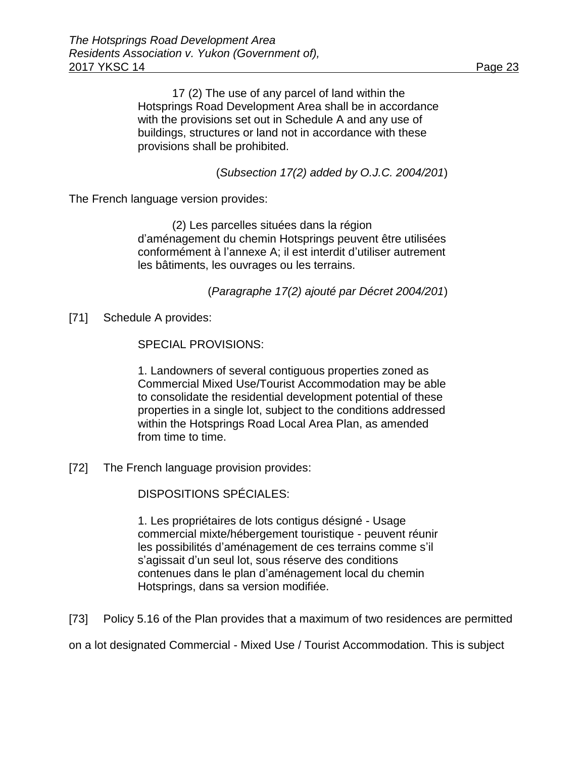> 17 (2) The use of any parcel of land within the Hotsprings Road Development Area shall be in accordance with the provisions set out in Schedule A and any use of buildings, structures or land not in accordance with these provisions shall be prohibited.
>
> (*Subsection 17(2) added by O.J.C. 2004/201*)

The French language version provides:

> (2) Les parcelles situées dans la région d'aménagement du chemin Hotsprings peuvent être utilisées conformément à l'annexe A; il est interdit d'utiliser autrement les bâtiments, les ouvrages ou les terrains.
>
> (*Paragraphe 17(2) ajouté par Décret 2004/201*)

[71] Schedule A provides:

> SPECIAL PROVISIONS:
>
> 1. Landowners of several contiguous properties zoned as Commercial Mixed Use/Tourist Accommodation may be able to consolidate the residential development potential of these properties in a single lot, subject to the conditions addressed within the Hotsprings Road Local Area Plan, as amended from time to time.

[72] The French language provision provides:

> DISPOSITIONS SPÉCIALES:
>
> 1. Les propriétaires de lots contigus désigné - Usage commercial mixte/hébergement touristique - peuvent réunir les possibilités d'aménagement de ces terrains comme s'il s'agissait d'un seul lot, sous réserve des conditions contenues dans le plan d'aménagement local du chemin Hotsprings, dans sa version modifiée.

[73] Policy 5.16 of the Plan provides that a maximum of two residences are permitted on a lot designated Commercial - Mixed Use / Tourist Accommodation. This is subject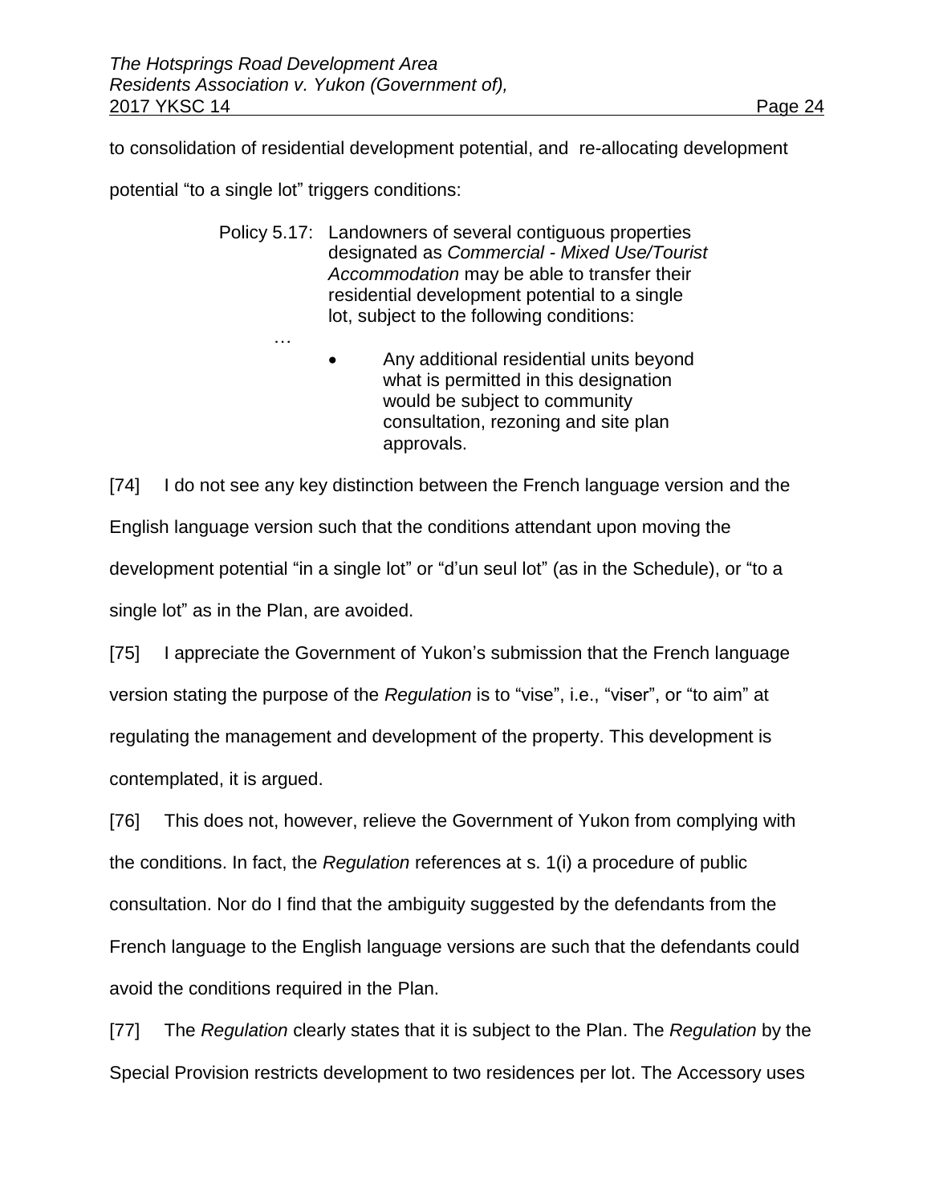to consolidation of residential development potential, and re-allocating development potential "to a single lot" triggers conditions:

> Policy 5.17: Landowners of several contiguous properties designated as *Commercial - Mixed Use/Tourist Accommodation* may be able to transfer their residential development potential to a single lot, subject to the following conditions:
>
> …
>
> - Any additional residential units beyond what is permitted in this designation would be subject to community consultation, rezoning and site plan approvals.

[74] I do not see any key distinction between the French language version and the English language version such that the conditions attendant upon moving the development potential "in a single lot" or "d'un seul lot" (as in the Schedule), or "to a single lot" as in the Plan, are avoided.

[75] I appreciate the Government of Yukon's submission that the French language version stating the purpose of the *Regulation* is to "vise", i.e., "viser", or "to aim" at regulating the management and development of the property. This development is contemplated, it is argued.

[76] This does not, however, relieve the Government of Yukon from complying with the conditions. In fact, the *Regulation* references at s. 1(i) a procedure of public consultation. Nor do I find that the ambiguity suggested by the defendants from the French language to the English language versions are such that the defendants could avoid the conditions required in the Plan.

[77] The *Regulation* clearly states that it is subject to the Plan. The *Regulation* by the Special Provision restricts development to two residences per lot. The Accessory uses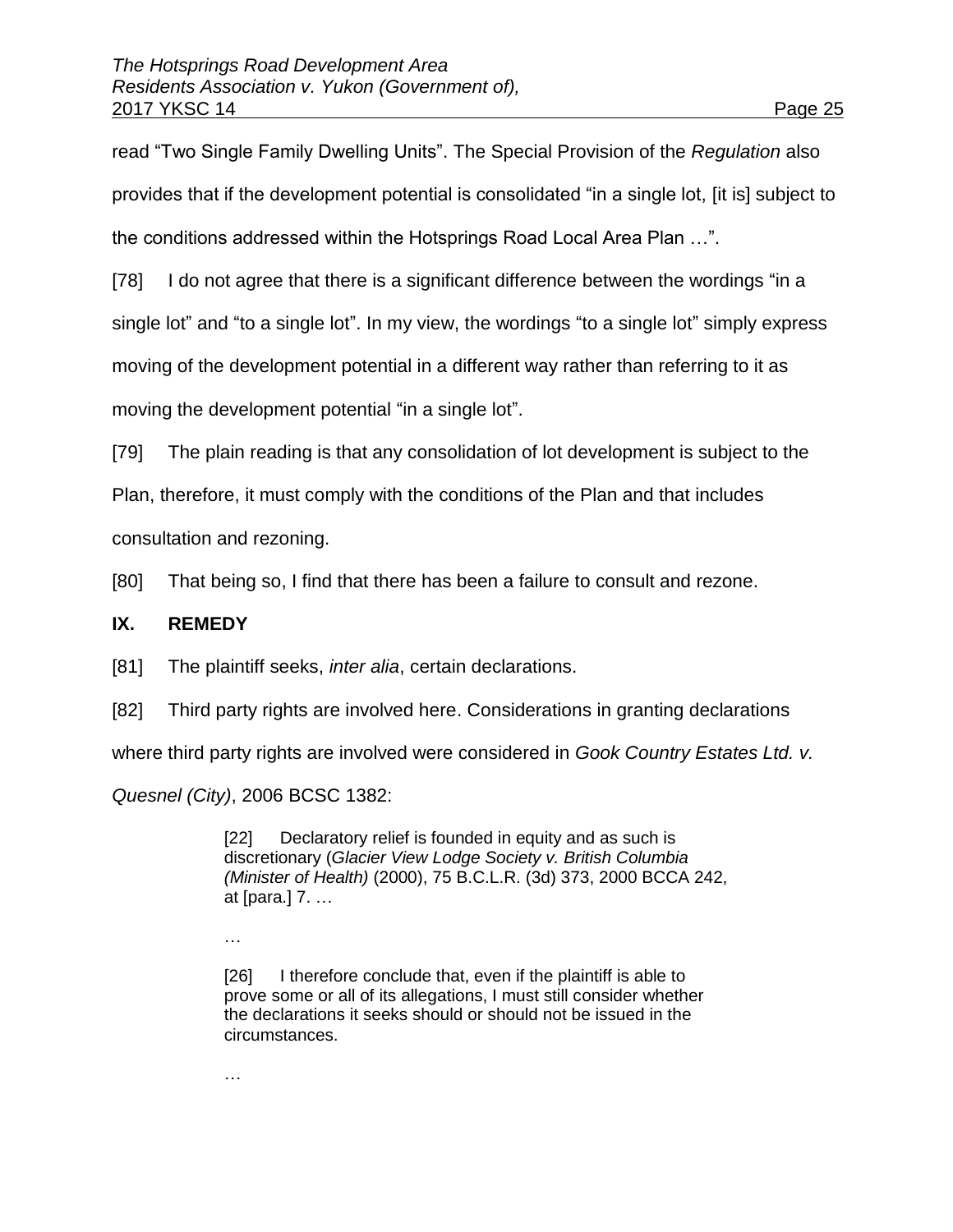read “Two Single Family Dwelling Units”. The Special Provision of the *Regulation* also provides that if the development potential is consolidated “in a single lot, [it is] subject to the conditions addressed within the Hotsprings Road Local Area Plan …”.

[78] I do not agree that there is a significant difference between the wordings “in a single lot” and “to a single lot”. In my view, the wordings “to a single lot” simply express moving of the development potential in a different way rather than referring to it as moving the development potential “in a single lot”.

[79] The plain reading is that any consolidation of lot development is subject to the Plan, therefore, it must comply with the conditions of the Plan and that includes consultation and rezoning.

[80] That being so, I find that there has been a failure to consult and rezone.

## IX. REMEDY

[81] The plaintiff seeks, *inter alia*, certain declarations.

[82] Third party rights are involved here. Considerations in granting declarations where third party rights are involved were considered in *Gook Country Estates Ltd. v. Quesnel (City)*, 2006 BCSC 1382:

> [22] Declaratory relief is founded in equity and as such is discretionary (*Glacier View Lodge Society v. British Columbia (Minister of Health)* (2000), 75 B.C.L.R. (3d) 373, 2000 BCCA 242, at [para.] 7. …
>
> …
>
> [26] I therefore conclude that, even if the plaintiff is able to prove some or all of its allegations, I must still consider whether the declarations it seeks should or should not be issued in the circumstances.
>
> …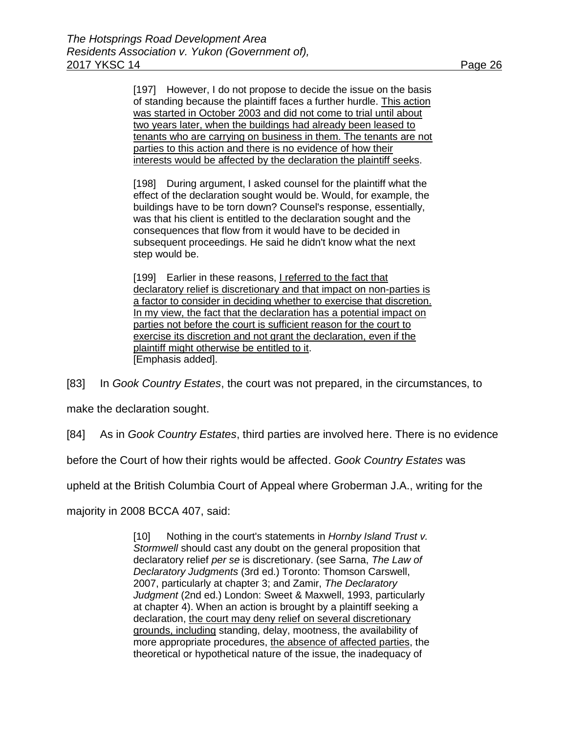> [197] However, I do not propose to decide the issue on the basis of standing because the plaintiff faces a further hurdle. <u>This action was started in October 2003 and did not come to trial until about two years later, when the buildings had already been leased to tenants who are carrying on business in them. The tenants are not parties to this action and there is no evidence of how their interests would be affected by the declaration the plaintiff seeks</u>.
>
> [198] During argument, I asked counsel for the plaintiff what the effect of the declaration sought would be. Would, for example, the buildings have to be torn down? Counsel's response, essentially, was that his client is entitled to the declaration sought and the consequences that flow from it would have to be decided in subsequent proceedings. He said he didn't know what the next step would be.
>
> [199] Earlier in these reasons, <u>I referred to the fact that declaratory relief is discretionary and that impact on non-parties is a factor to consider in deciding whether to exercise that discretion. In my view, the fact that the declaration has a potential impact on parties not before the court is sufficient reason for the court to exercise its discretion and not grant the declaration, even if the plaintiff might otherwise be entitled to it</u>.
> [Emphasis added].

[83] In *Gook Country Estates*, the court was not prepared, in the circumstances, to make the declaration sought.

[84] As in *Gook Country Estates*, third parties are involved here. There is no evidence before the Court of how their rights would be affected. *Gook Country Estates* was upheld at the British Columbia Court of Appeal where Groberman J.A., writing for the majority in 2008 BCCA 407, said:

> [10] Nothing in the court's statements in *Hornby Island Trust v. Stormwell* should cast any doubt on the general proposition that declaratory relief *per se* is discretionary. (see Sarna, *The Law of Declaratory Judgments* (3rd ed.) Toronto: Thomson Carswell, 2007, particularly at chapter 3; and Zamir, *The Declaratory Judgment* (2nd ed.) London: Sweet & Maxwell, 1993, particularly at chapter 4). When an action is brought by a plaintiff seeking a declaration, <u>the court may deny relief on several discretionary grounds, including</u> standing, delay, mootness, the availability of more appropriate procedures, <u>the absence of affected parties</u>, the theoretical or hypothetical nature of the issue, the inadequacy of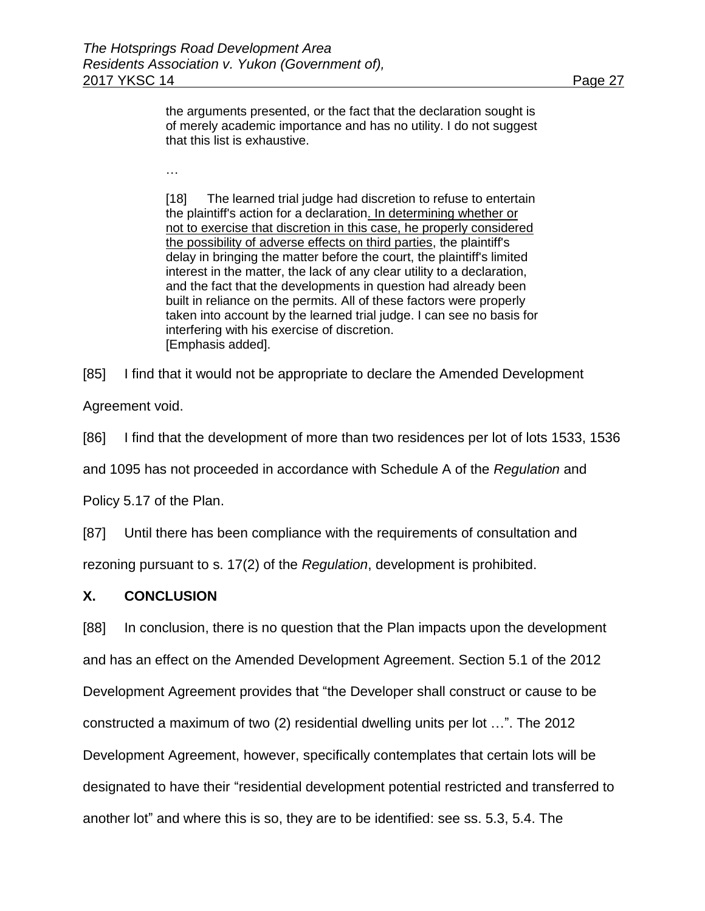> the arguments presented, or the fact that the declaration sought is of merely academic importance and has no utility. I do not suggest that this list is exhaustive.
>
> …
>
> [18] The learned trial judge had discretion to refuse to entertain the plaintiff's action for a declaration. <u>In determining whether or not to exercise that discretion in this case, he properly considered the possibility of adverse effects on third parties</u>, the plaintiff's delay in bringing the matter before the court, the plaintiff's limited interest in the matter, the lack of any clear utility to a declaration, and the fact that the developments in question had already been built in reliance on the permits. All of these factors were properly taken into account by the learned trial judge. I can see no basis for interfering with his exercise of discretion.
> [Emphasis added].

[85] I find that it would not be appropriate to declare the Amended Development Agreement void.

[86] I find that the development of more than two residences per lot of lots 1533, 1536 and 1095 has not proceeded in accordance with Schedule A of the *Regulation* and Policy 5.17 of the Plan.

[87] Until there has been compliance with the requirements of consultation and rezoning pursuant to s. 17(2) of the *Regulation*, development is prohibited.

## X. CONCLUSION

[88] In conclusion, there is no question that the Plan impacts upon the development and has an effect on the Amended Development Agreement. Section 5.1 of the 2012 Development Agreement provides that "the Developer shall construct or cause to be constructed a maximum of two (2) residential dwelling units per lot …". The 2012 Development Agreement, however, specifically contemplates that certain lots will be designated to have their "residential development potential restricted and transferred to another lot" and where this is so, they are to be identified: see ss. 5.3, 5.4. The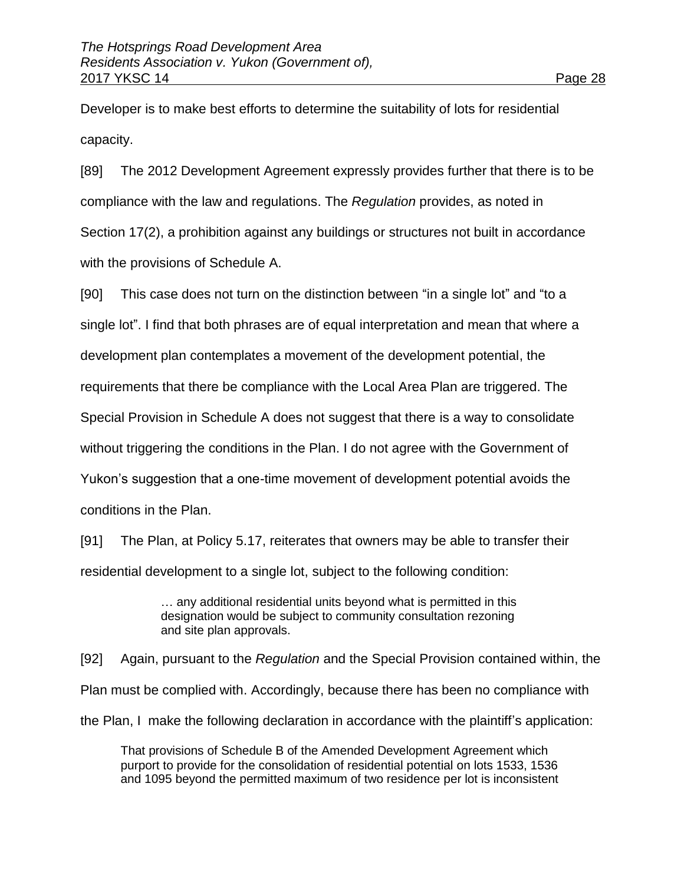Developer is to make best efforts to determine the suitability of lots for residential capacity.

[89] The 2012 Development Agreement expressly provides further that there is to be compliance with the law and regulations. The *Regulation* provides, as noted in Section 17(2), a prohibition against any buildings or structures not built in accordance with the provisions of Schedule A.

[90] This case does not turn on the distinction between "in a single lot" and "to a single lot". I find that both phrases are of equal interpretation and mean that where a development plan contemplates a movement of the development potential, the requirements that there be compliance with the Local Area Plan are triggered. The Special Provision in Schedule A does not suggest that there is a way to consolidate without triggering the conditions in the Plan. I do not agree with the Government of Yukon's suggestion that a one-time movement of development potential avoids the conditions in the Plan.

[91] The Plan, at Policy 5.17, reiterates that owners may be able to transfer their residential development to a single lot, subject to the following condition:

> … any additional residential units beyond what is permitted in this designation would be subject to community consultation rezoning and site plan approvals.

[92] Again, pursuant to the *Regulation* and the Special Provision contained within, the Plan must be complied with. Accordingly, because there has been no compliance with the Plan, I make the following declaration in accordance with the plaintiff's application:

> That provisions of Schedule B of the Amended Development Agreement which purport to provide for the consolidation of residential potential on lots 1533, 1536 and 1095 beyond the permitted maximum of two residence per lot is inconsistent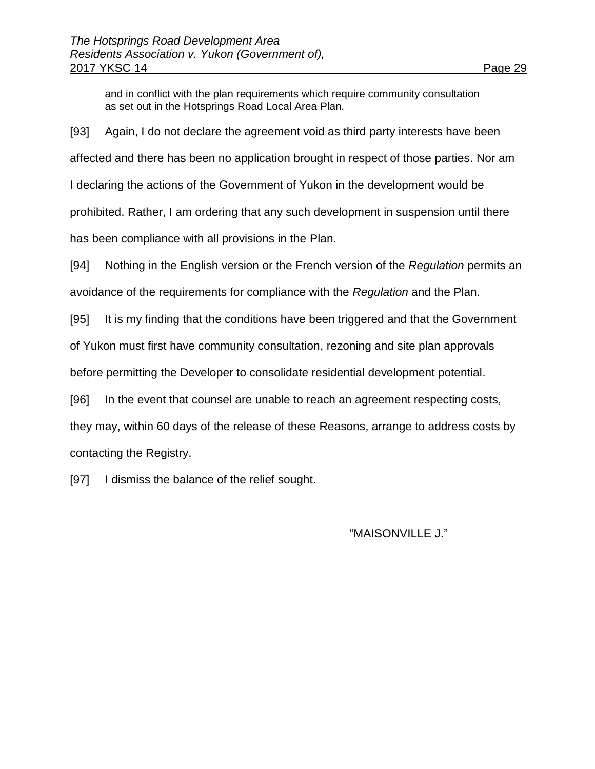> and in conflict with the plan requirements which require community consultation as set out in the Hotsprings Road Local Area Plan.

[93] Again, I do not declare the agreement void as third party interests have been affected and there has been no application brought in respect of those parties. Nor am I declaring the actions of the Government of Yukon in the development would be prohibited. Rather, I am ordering that any such development in suspension until there has been compliance with all provisions in the Plan.

[94] Nothing in the English version or the French version of the *Regulation* permits an avoidance of the requirements for compliance with the *Regulation* and the Plan.

[95] It is my finding that the conditions have been triggered and that the Government of Yukon must first have community consultation, rezoning and site plan approvals before permitting the Developer to consolidate residential development potential.

[96] In the event that counsel are unable to reach an agreement respecting costs, they may, within 60 days of the release of these Reasons, arrange to address costs by contacting the Registry.

[97] I dismiss the balance of the relief sought.

"MAISONVILLE J."